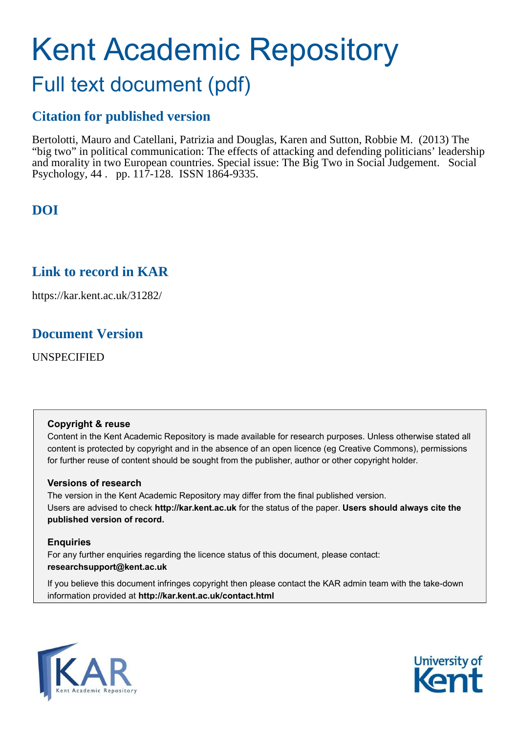# Kent Academic Repository

## Full text document (pdf)

### Citation for published version

Bertolotti, Mauro and Catellani, Patrizia and Douglas, Karen and Sutton, Robbie M. (2013) The "big two" in political communication: The effects of attacking and defending politicians' leadership and morality in two European countries. Special issue: The Big Two in Social Judgement. Social Psychology, 44 . pp. 117-128. ISSN 1864-9335.

### DOI

### Link to record in KAR

https://kar.kent.ac.uk/31282/

### Document Version

UNSPECIFIED

**Copyright & reuse**

Content in the Kent Academic Repository is made available for research purposes. Unless otherwise stated all content is protected by copyright and in the absence of an open licence (eg Creative Commons), permissions for further reuse of content should be sought from the publisher, author or other copyright holder.

**Versions of research**

The version in the Kent Academic Repository may differ from the final published version.
Users are advised to check **http://kar.kent.ac.uk** for the status of the paper. **Users should always cite the published version of record.**

**Enquiries**

For any further enquiries regarding the licence status of this document, please contact:
**researchsupport@kent.ac.uk**

If you believe this document infringes copyright then please contact the KAR admin team with the take-down information provided at **http://kar.kent.ac.uk/contact.html**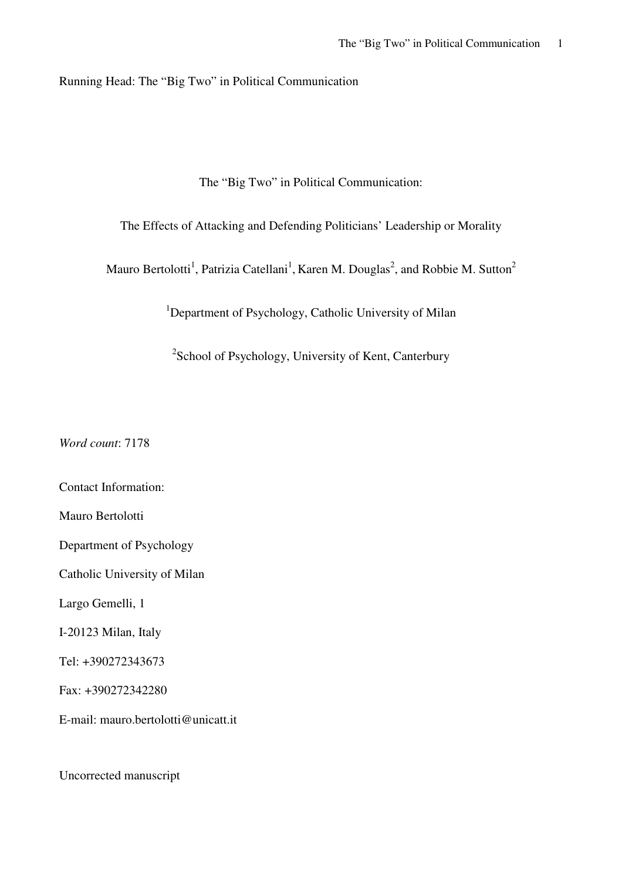Running Head: The "Big Two" in Political Communication

# The "Big Two" in Political Communication:

## The Effects of Attacking and Defending Politicians' Leadership or Morality

Mauro Bertolotti[1], Patrizia Catellani[1], Karen M. Douglas[2], and Robbie M. Sutton[2]

[1]Department of Psychology, Catholic University of Milan

[2]School of Psychology, University of Kent, Canterbury

*Word count*: 7178

Contact Information:

Mauro Bertolotti

Department of Psychology

Catholic University of Milan

Largo Gemelli, 1

I-20123 Milan, Italy

Tel: +390272343673

Fax: +390272342280

E-mail: mauro.bertolotti@unicatt.it

Uncorrected manuscript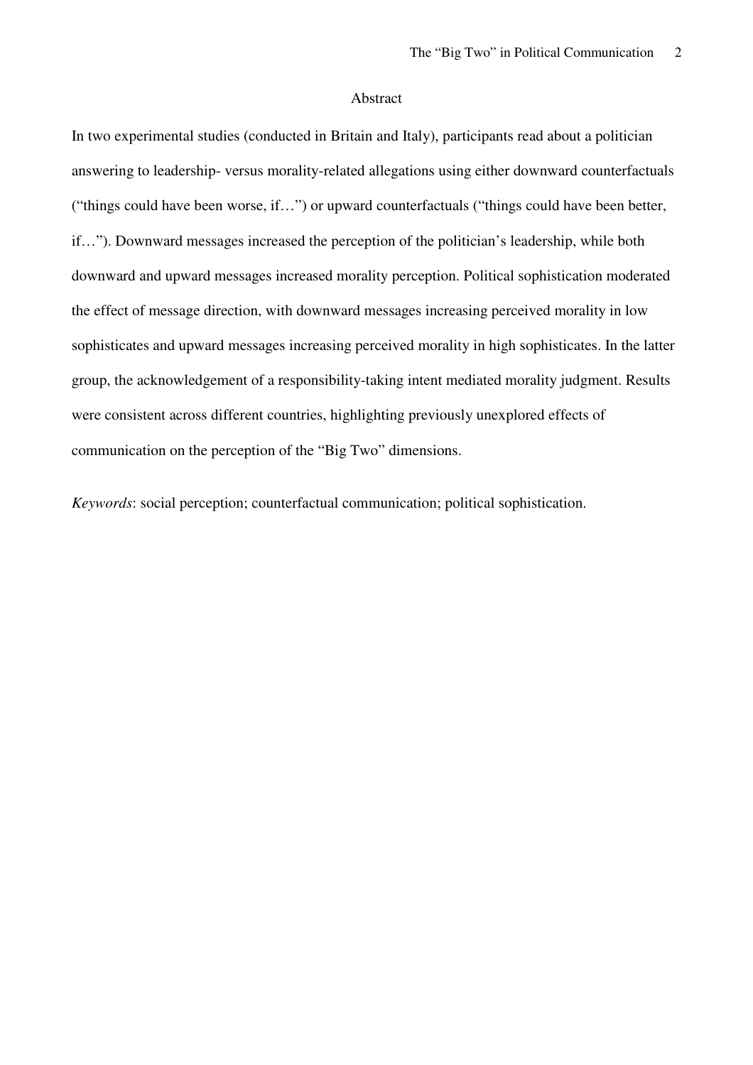# Abstract

In two experimental studies (conducted in Britain and Italy), participants read about a politician answering to leadership- versus morality-related allegations using either downward counterfactuals ("things could have been worse, if…") or upward counterfactuals ("things could have been better, if…"). Downward messages increased the perception of the politician's leadership, while both downward and upward messages increased morality perception. Political sophistication moderated the effect of message direction, with downward messages increasing perceived morality in low sophisticates and upward messages increasing perceived morality in high sophisticates. In the latter group, the acknowledgement of a responsibility-taking intent mediated morality judgment. Results were consistent across different countries, highlighting previously unexplored effects of communication on the perception of the "Big Two" dimensions.

*Keywords*: social perception; counterfactual communication; political sophistication.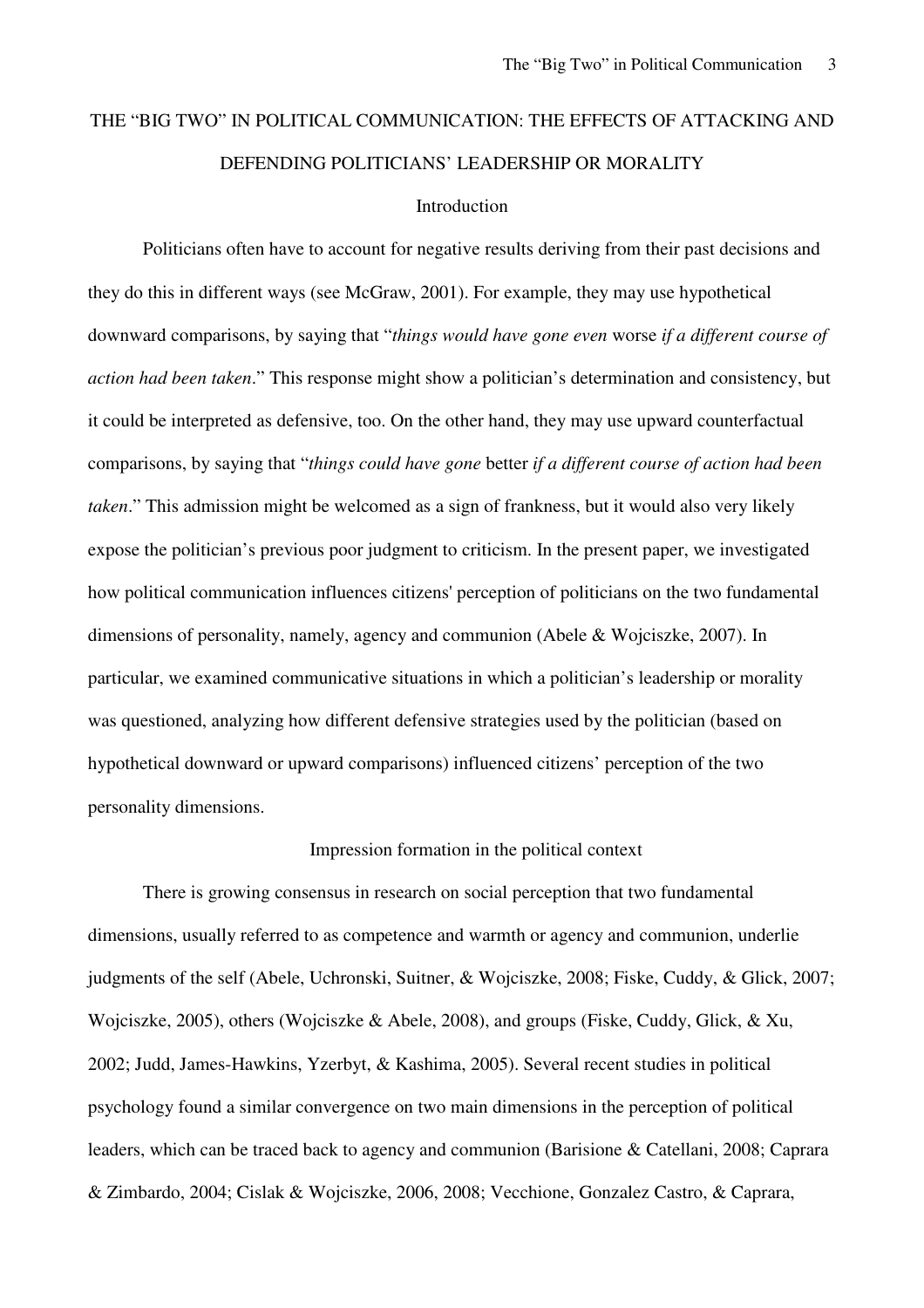# THE "BIG TWO" IN POLITICAL COMMUNICATION: THE EFFECTS OF ATTACKING AND DEFENDING POLITICIANS' LEADERSHIP OR MORALITY

## Introduction

Politicians often have to account for negative results deriving from their past decisions and they do this in different ways (see McGraw, 2001). For example, they may use hypothetical downward comparisons, by saying that "*things would have gone even* worse *if a different course of action had been taken*." This response might show a politician's determination and consistency, but it could be interpreted as defensive, too. On the other hand, they may use upward counterfactual comparisons, by saying that "*things could have gone* better *if a different course of action had been taken*." This admission might be welcomed as a sign of frankness, but it would also very likely expose the politician's previous poor judgment to criticism. In the present paper, we investigated how political communication influences citizens' perception of politicians on the two fundamental dimensions of personality, namely, agency and communion (Abele & Wojciszke, 2007). In particular, we examined communicative situations in which a politician's leadership or morality was questioned, analyzing how different defensive strategies used by the politician (based on hypothetical downward or upward comparisons) influenced citizens' perception of the two personality dimensions.

### Impression formation in the political context

There is growing consensus in research on social perception that two fundamental dimensions, usually referred to as competence and warmth or agency and communion, underlie judgments of the self (Abele, Uchronski, Suitner, & Wojciszke, 2008; Fiske, Cuddy, & Glick, 2007; Wojciszke, 2005), others (Wojciszke & Abele, 2008), and groups (Fiske, Cuddy, Glick, & Xu, 2002; Judd, James-Hawkins, Yzerbyt, & Kashima, 2005). Several recent studies in political psychology found a similar convergence on two main dimensions in the perception of political leaders, which can be traced back to agency and communion (Barisione & Catellani, 2008; Caprara & Zimbardo, 2004; Cislak & Wojciszke, 2006, 2008; Vecchione, Gonzalez Castro, & Caprara,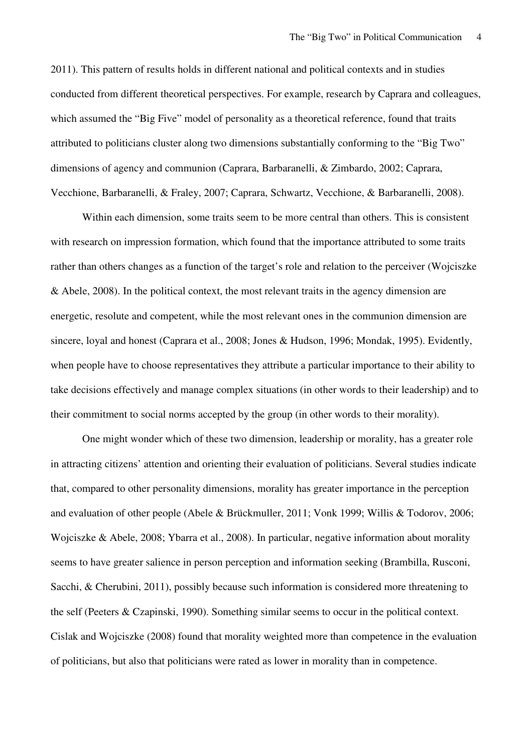2011). This pattern of results holds in different national and political contexts and in studies conducted from different theoretical perspectives. For example, research by Caprara and colleagues, which assumed the "Big Five" model of personality as a theoretical reference, found that traits attributed to politicians cluster along two dimensions substantially conforming to the "Big Two" dimensions of agency and communion (Caprara, Barbaranelli, & Zimbardo, 2002; Caprara, Vecchione, Barbaranelli, & Fraley, 2007; Caprara, Schwartz, Vecchione, & Barbaranelli, 2008).

Within each dimension, some traits seem to be more central than others. This is consistent with research on impression formation, which found that the importance attributed to some traits rather than others changes as a function of the target's role and relation to the perceiver (Wojciszke & Abele, 2008). In the political context, the most relevant traits in the agency dimension are energetic, resolute and competent, while the most relevant ones in the communion dimension are sincere, loyal and honest (Caprara et al., 2008; Jones & Hudson, 1996; Mondak, 1995). Evidently, when people have to choose representatives they attribute a particular importance to their ability to take decisions effectively and manage complex situations (in other words to their leadership) and to their commitment to social norms accepted by the group (in other words to their morality).

One might wonder which of these two dimension, leadership or morality, has a greater role in attracting citizens' attention and orienting their evaluation of politicians. Several studies indicate that, compared to other personality dimensions, morality has greater importance in the perception and evaluation of other people (Abele & Brückmuller, 2011; Vonk 1999; Willis & Todorov, 2006; Wojciszke & Abele, 2008; Ybarra et al., 2008). In particular, negative information about morality seems to have greater salience in person perception and information seeking (Brambilla, Rusconi, Sacchi, & Cherubini, 2011), possibly because such information is considered more threatening to the self (Peeters & Czapinski, 1990). Something similar seems to occur in the political context. Cislak and Wojciszke (2008) found that morality weighted more than competence in the evaluation of politicians, but also that politicians were rated as lower in morality than in competence.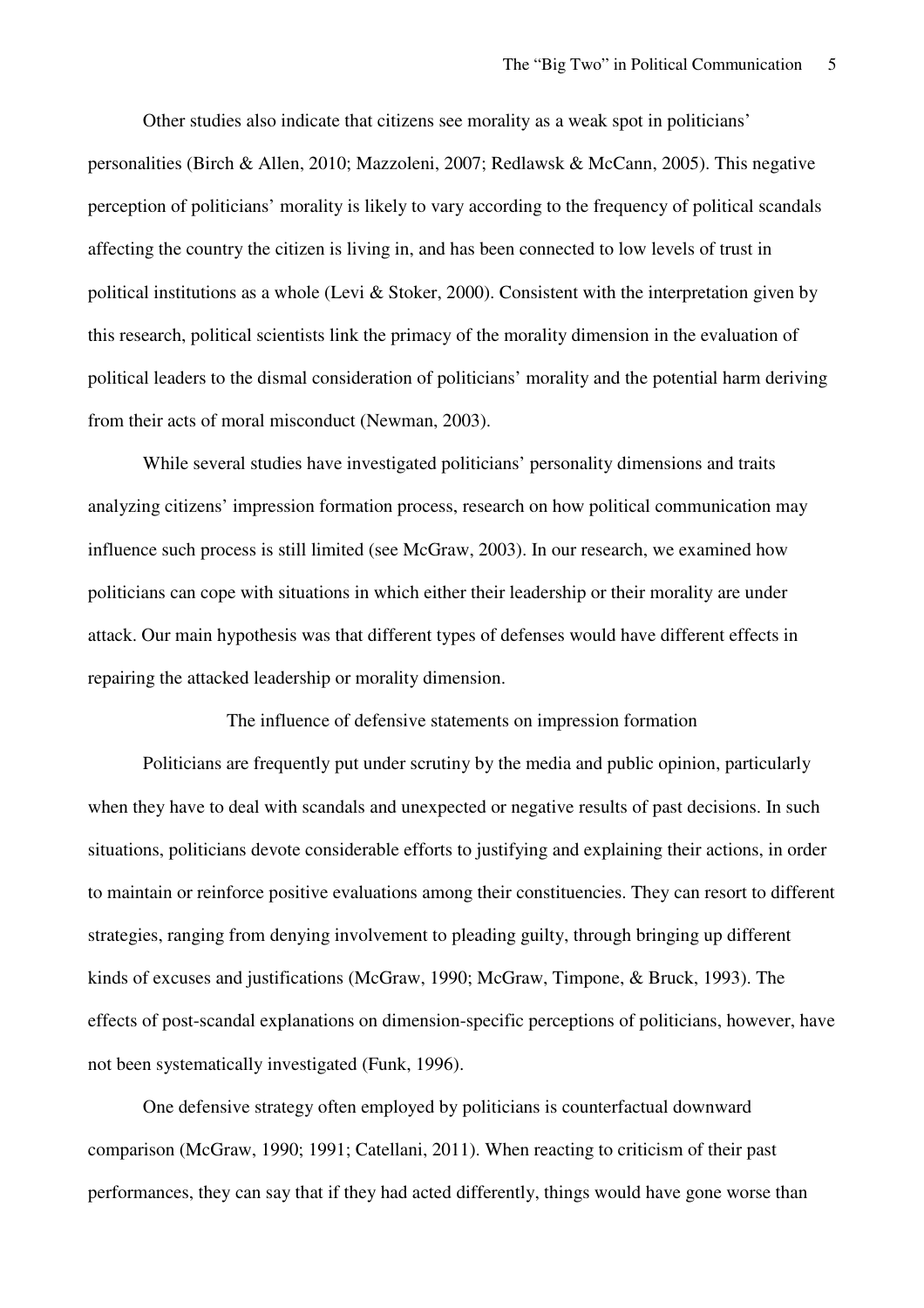Other studies also indicate that citizens see morality as a weak spot in politicians' personalities (Birch & Allen, 2010; Mazzoleni, 2007; Redlawsk & McCann, 2005). This negative perception of politicians' morality is likely to vary according to the frequency of political scandals affecting the country the citizen is living in, and has been connected to low levels of trust in political institutions as a whole (Levi & Stoker, 2000). Consistent with the interpretation given by this research, political scientists link the primacy of the morality dimension in the evaluation of political leaders to the dismal consideration of politicians' morality and the potential harm deriving from their acts of moral misconduct (Newman, 2003).

While several studies have investigated politicians' personality dimensions and traits analyzing citizens' impression formation process, research on how political communication may influence such process is still limited (see McGraw, 2003). In our research, we examined how politicians can cope with situations in which either their leadership or their morality are under attack. Our main hypothesis was that different types of defenses would have different effects in repairing the attacked leadership or morality dimension.

## The influence of defensive statements on impression formation

Politicians are frequently put under scrutiny by the media and public opinion, particularly when they have to deal with scandals and unexpected or negative results of past decisions. In such situations, politicians devote considerable efforts to justifying and explaining their actions, in order to maintain or reinforce positive evaluations among their constituencies. They can resort to different strategies, ranging from denying involvement to pleading guilty, through bringing up different kinds of excuses and justifications (McGraw, 1990; McGraw, Timpone, & Bruck, 1993). The effects of post-scandal explanations on dimension-specific perceptions of politicians, however, have not been systematically investigated (Funk, 1996).

One defensive strategy often employed by politicians is counterfactual downward comparison (McGraw, 1990; 1991; Catellani, 2011). When reacting to criticism of their past performances, they can say that if they had acted differently, things would have gone worse than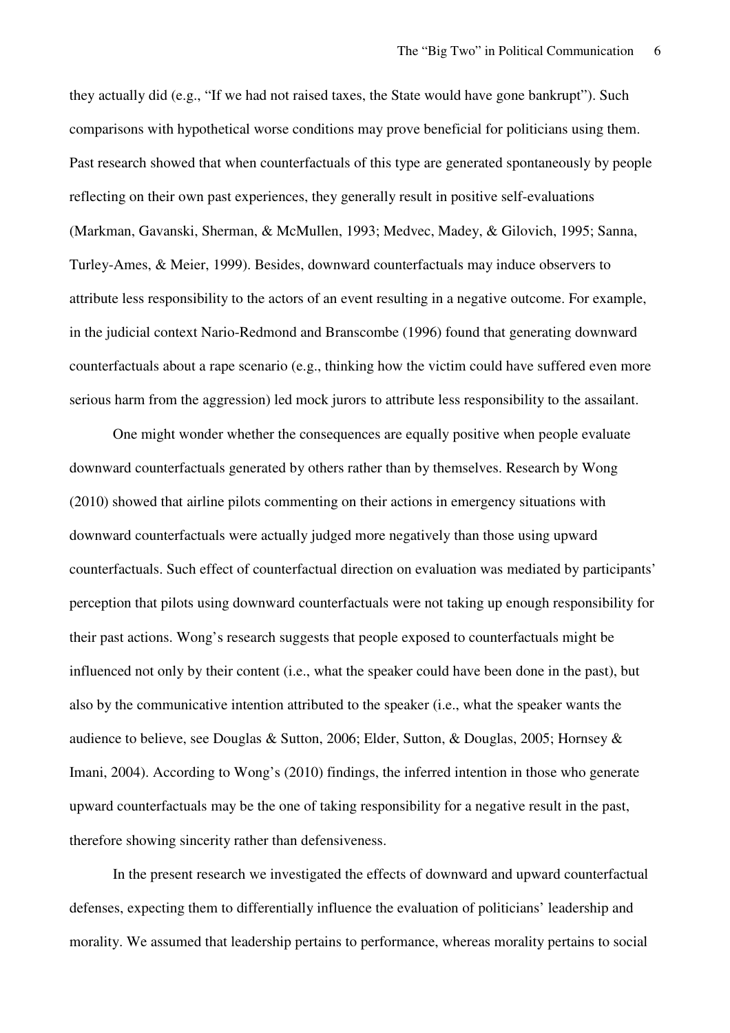they actually did (e.g., "If we had not raised taxes, the State would have gone bankrupt"). Such comparisons with hypothetical worse conditions may prove beneficial for politicians using them. Past research showed that when counterfactuals of this type are generated spontaneously by people reflecting on their own past experiences, they generally result in positive self-evaluations (Markman, Gavanski, Sherman, & McMullen, 1993; Medvec, Madey, & Gilovich, 1995; Sanna, Turley-Ames, & Meier, 1999). Besides, downward counterfactuals may induce observers to attribute less responsibility to the actors of an event resulting in a negative outcome. For example, in the judicial context Nario-Redmond and Branscombe (1996) found that generating downward counterfactuals about a rape scenario (e.g., thinking how the victim could have suffered even more serious harm from the aggression) led mock jurors to attribute less responsibility to the assailant.

One might wonder whether the consequences are equally positive when people evaluate downward counterfactuals generated by others rather than by themselves. Research by Wong (2010) showed that airline pilots commenting on their actions in emergency situations with downward counterfactuals were actually judged more negatively than those using upward counterfactuals. Such effect of counterfactual direction on evaluation was mediated by participants' perception that pilots using downward counterfactuals were not taking up enough responsibility for their past actions. Wong's research suggests that people exposed to counterfactuals might be influenced not only by their content (i.e., what the speaker could have been done in the past), but also by the communicative intention attributed to the speaker (i.e., what the speaker wants the audience to believe, see Douglas & Sutton, 2006; Elder, Sutton, & Douglas, 2005; Hornsey & Imani, 2004). According to Wong's (2010) findings, the inferred intention in those who generate upward counterfactuals may be the one of taking responsibility for a negative result in the past, therefore showing sincerity rather than defensiveness.

In the present research we investigated the effects of downward and upward counterfactual defenses, expecting them to differentially influence the evaluation of politicians' leadership and morality. We assumed that leadership pertains to performance, whereas morality pertains to social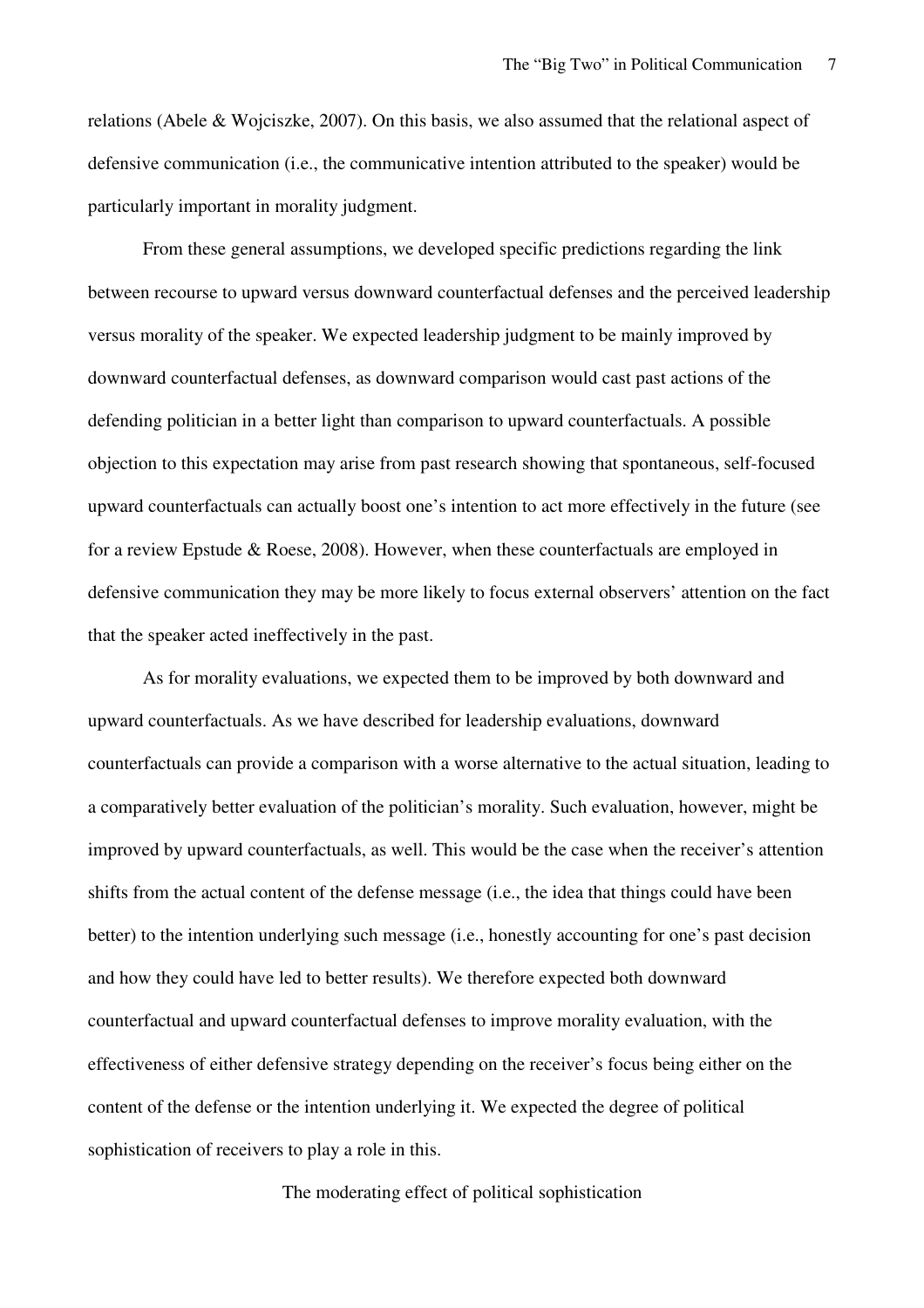relations (Abele & Wojciszke, 2007). On this basis, we also assumed that the relational aspect of defensive communication (i.e., the communicative intention attributed to the speaker) would be particularly important in morality judgment.

From these general assumptions, we developed specific predictions regarding the link between recourse to upward versus downward counterfactual defenses and the perceived leadership versus morality of the speaker. We expected leadership judgment to be mainly improved by downward counterfactual defenses, as downward comparison would cast past actions of the defending politician in a better light than comparison to upward counterfactuals. A possible objection to this expectation may arise from past research showing that spontaneous, self-focused upward counterfactuals can actually boost one's intention to act more effectively in the future (see for a review Epstude & Roese, 2008). However, when these counterfactuals are employed in defensive communication they may be more likely to focus external observers' attention on the fact that the speaker acted ineffectively in the past.

As for morality evaluations, we expected them to be improved by both downward and upward counterfactuals. As we have described for leadership evaluations, downward counterfactuals can provide a comparison with a worse alternative to the actual situation, leading to a comparatively better evaluation of the politician's morality. Such evaluation, however, might be improved by upward counterfactuals, as well. This would be the case when the receiver's attention shifts from the actual content of the defense message (i.e., the idea that things could have been better) to the intention underlying such message (i.e., honestly accounting for one's past decision and how they could have led to better results). We therefore expected both downward counterfactual and upward counterfactual defenses to improve morality evaluation, with the effectiveness of either defensive strategy depending on the receiver's focus being either on the content of the defense or the intention underlying it. We expected the degree of political sophistication of receivers to play a role in this.

## The moderating effect of political sophistication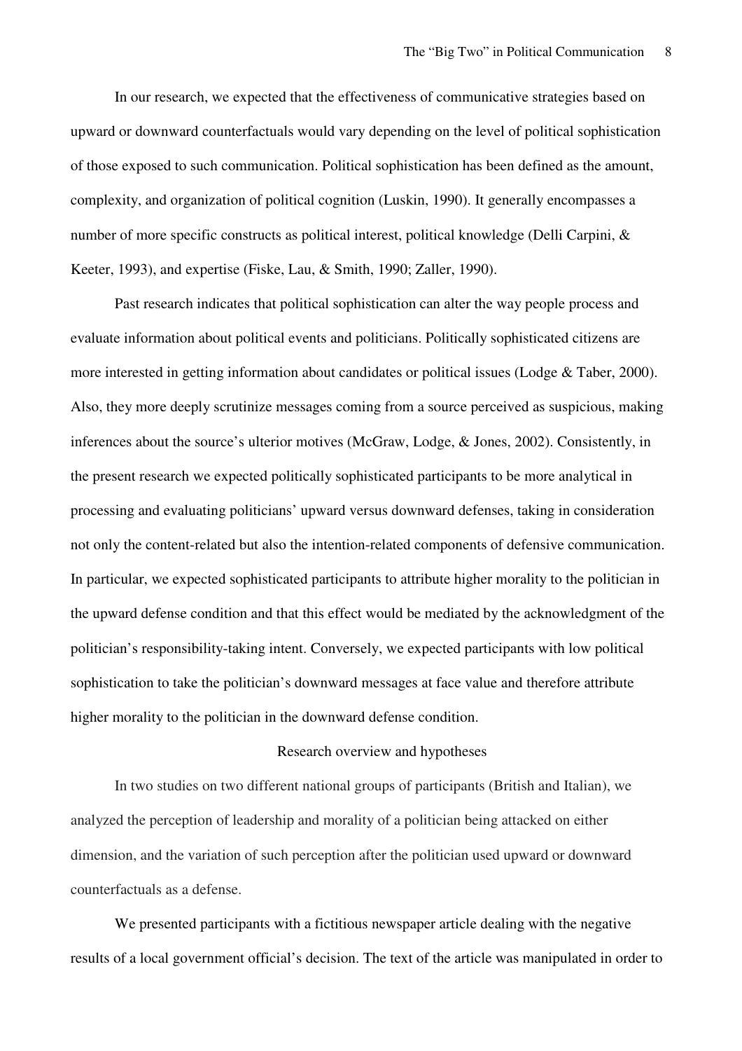In our research, we expected that the effectiveness of communicative strategies based on upward or downward counterfactuals would vary depending on the level of political sophistication of those exposed to such communication. Political sophistication has been defined as the amount, complexity, and organization of political cognition (Luskin, 1990). It generally encompasses a number of more specific constructs as political interest, political knowledge (Delli Carpini, & Keeter, 1993), and expertise (Fiske, Lau, & Smith, 1990; Zaller, 1990).

Past research indicates that political sophistication can alter the way people process and evaluate information about political events and politicians. Politically sophisticated citizens are more interested in getting information about candidates or political issues (Lodge & Taber, 2000). Also, they more deeply scrutinize messages coming from a source perceived as suspicious, making inferences about the source's ulterior motives (McGraw, Lodge, & Jones, 2002). Consistently, in the present research we expected politically sophisticated participants to be more analytical in processing and evaluating politicians' upward versus downward defenses, taking in consideration not only the content-related but also the intention-related components of defensive communication. In particular, we expected sophisticated participants to attribute higher morality to the politician in the upward defense condition and that this effect would be mediated by the acknowledgment of the politician's responsibility-taking intent. Conversely, we expected participants with low political sophistication to take the politician's downward messages at face value and therefore attribute higher morality to the politician in the downward defense condition.

## Research overview and hypotheses

In two studies on two different national groups of participants (British and Italian), we analyzed the perception of leadership and morality of a politician being attacked on either dimension, and the variation of such perception after the politician used upward or downward counterfactuals as a defense.

We presented participants with a fictitious newspaper article dealing with the negative results of a local government official's decision. The text of the article was manipulated in order to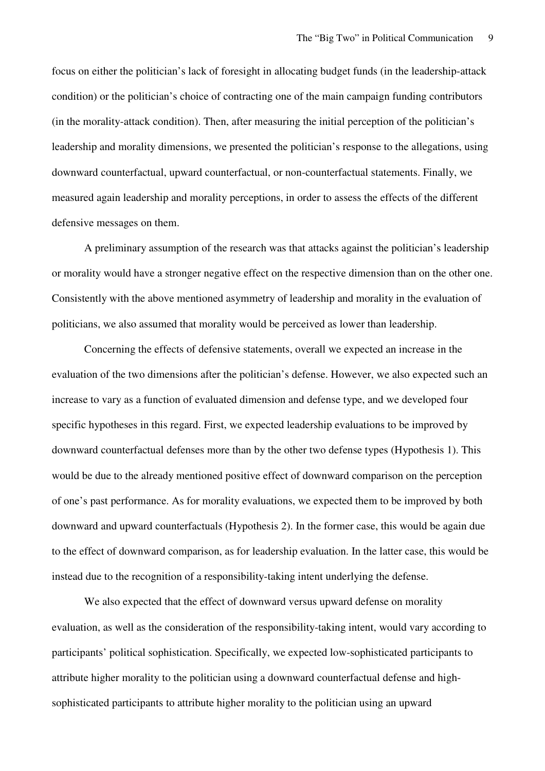focus on either the politician's lack of foresight in allocating budget funds (in the leadership-attack condition) or the politician's choice of contracting one of the main campaign funding contributors (in the morality-attack condition). Then, after measuring the initial perception of the politician's leadership and morality dimensions, we presented the politician's response to the allegations, using downward counterfactual, upward counterfactual, or non-counterfactual statements. Finally, we measured again leadership and morality perceptions, in order to assess the effects of the different defensive messages on them.

A preliminary assumption of the research was that attacks against the politician's leadership or morality would have a stronger negative effect on the respective dimension than on the other one. Consistently with the above mentioned asymmetry of leadership and morality in the evaluation of politicians, we also assumed that morality would be perceived as lower than leadership.

Concerning the effects of defensive statements, overall we expected an increase in the evaluation of the two dimensions after the politician's defense. However, we also expected such an increase to vary as a function of evaluated dimension and defense type, and we developed four specific hypotheses in this regard. First, we expected leadership evaluations to be improved by downward counterfactual defenses more than by the other two defense types (Hypothesis 1). This would be due to the already mentioned positive effect of downward comparison on the perception of one's past performance. As for morality evaluations, we expected them to be improved by both downward and upward counterfactuals (Hypothesis 2). In the former case, this would be again due to the effect of downward comparison, as for leadership evaluation. In the latter case, this would be instead due to the recognition of a responsibility-taking intent underlying the defense.

We also expected that the effect of downward versus upward defense on morality evaluation, as well as the consideration of the responsibility-taking intent, would vary according to participants' political sophistication. Specifically, we expected low-sophisticated participants to attribute higher morality to the politician using a downward counterfactual defense and high-sophisticated participants to attribute higher morality to the politician using an upward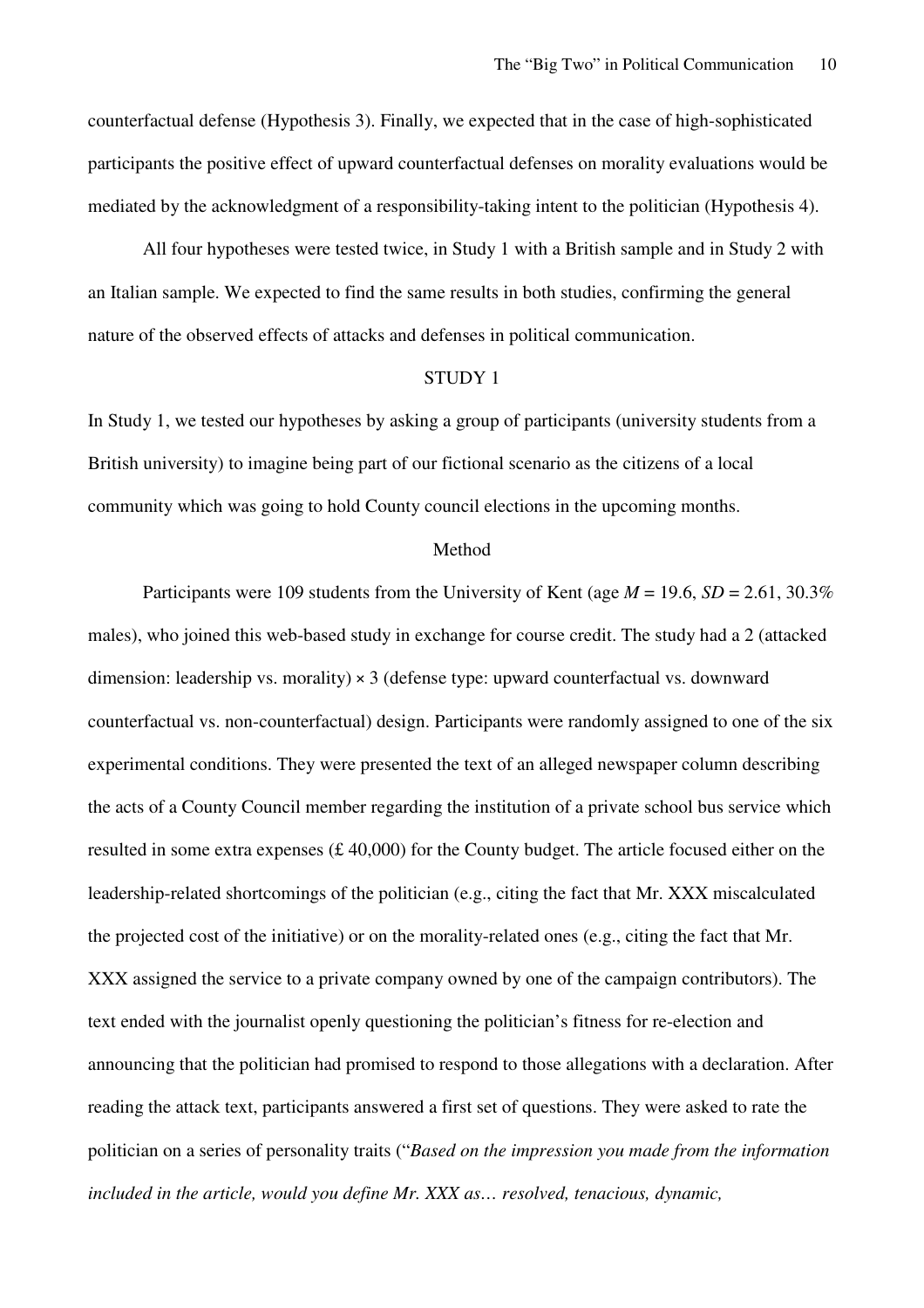counterfactual defense (Hypothesis 3). Finally, we expected that in the case of high-sophisticated participants the positive effect of upward counterfactual defenses on morality evaluations would be mediated by the acknowledgment of a responsibility-taking intent to the politician (Hypothesis 4).

All four hypotheses were tested twice, in Study 1 with a British sample and in Study 2 with an Italian sample. We expected to find the same results in both studies, confirming the general nature of the observed effects of attacks and defenses in political communication.

## STUDY 1

In Study 1, we tested our hypotheses by asking a group of participants (university students from a British university) to imagine being part of our fictional scenario as the citizens of a local community which was going to hold County council elections in the upcoming months.

### Method

Participants were 109 students from the University of Kent (age $M$ = 19.6, $SD$ = 2.61, 30.3% males), who joined this web-based study in exchange for course credit. The study had a 2 (attacked dimension: leadership vs. morality) × 3 (defense type: upward counterfactual vs. downward counterfactual vs. non-counterfactual) design. Participants were randomly assigned to one of the six experimental conditions. They were presented the text of an alleged newspaper column describing the acts of a County Council member regarding the institution of a private school bus service which resulted in some extra expenses (£ 40,000) for the County budget. The article focused either on the leadership-related shortcomings of the politician (e.g., citing the fact that Mr. XXX miscalculated the projected cost of the initiative) or on the morality-related ones (e.g., citing the fact that Mr. XXX assigned the service to a private company owned by one of the campaign contributors). The text ended with the journalist openly questioning the politician's fitness for re-election and announcing that the politician had promised to respond to those allegations with a declaration. After reading the attack text, participants answered a first set of questions. They were asked to rate the politician on a series of personality traits ("*Based on the impression you made from the information included in the article, would you define Mr. XXX as… resolved, tenacious, dynamic,*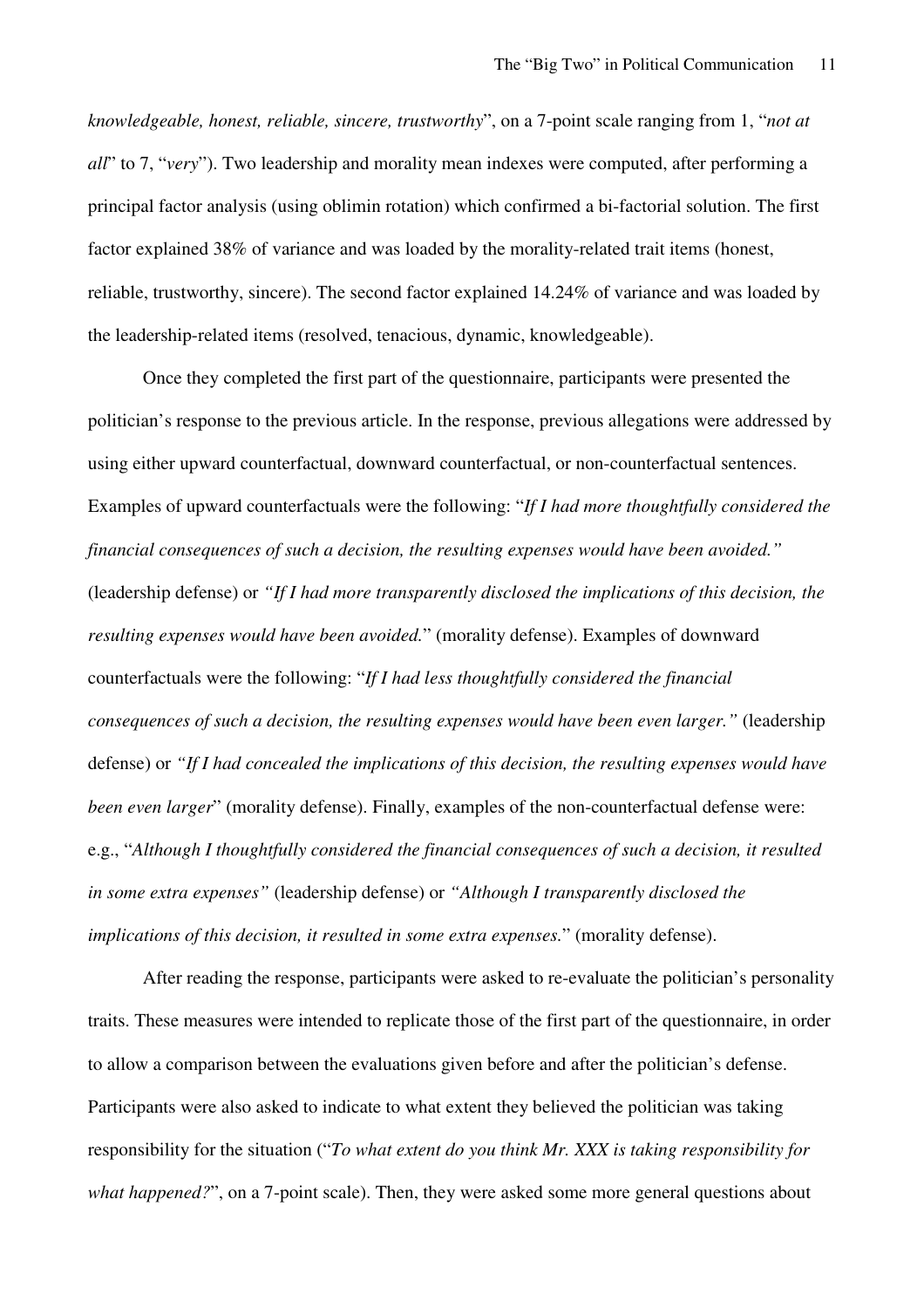*knowledgeable, honest, reliable, sincere, trustworthy*", on a 7-point scale ranging from 1, "*not at all*" to 7, "*very*"). Two leadership and morality mean indexes were computed, after performing a principal factor analysis (using oblimin rotation) which confirmed a bi-factorial solution. The first factor explained 38% of variance and was loaded by the morality-related trait items (honest, reliable, trustworthy, sincere). The second factor explained 14.24% of variance and was loaded by the leadership-related items (resolved, tenacious, dynamic, knowledgeable).

Once they completed the first part of the questionnaire, participants were presented the politician's response to the previous article. In the response, previous allegations were addressed by using either upward counterfactual, downward counterfactual, or non-counterfactual sentences. Examples of upward counterfactuals were the following: "*If I had more thoughtfully considered the financial consequences of such a decision, the resulting expenses would have been avoided."* (leadership defense) or *"If I had more transparently disclosed the implications of this decision, the resulting expenses would have been avoided.*" (morality defense). Examples of downward counterfactuals were the following: "*If I had less thoughtfully considered the financial consequences of such a decision, the resulting expenses would have been even larger."* (leadership defense) or *"If I had concealed the implications of this decision, the resulting expenses would have been even larger*" (morality defense). Finally, examples of the non-counterfactual defense were: e.g., "*Although I thoughtfully considered the financial consequences of such a decision, it resulted in some extra expenses"* (leadership defense) or *"Although I transparently disclosed the implications of this decision, it resulted in some extra expenses.*" (morality defense).

After reading the response, participants were asked to re-evaluate the politician's personality traits. These measures were intended to replicate those of the first part of the questionnaire, in order to allow a comparison between the evaluations given before and after the politician's defense. Participants were also asked to indicate to what extent they believed the politician was taking responsibility for the situation ("*To what extent do you think Mr. XXX is taking responsibility for what happened?*", on a 7-point scale). Then, they were asked some more general questions about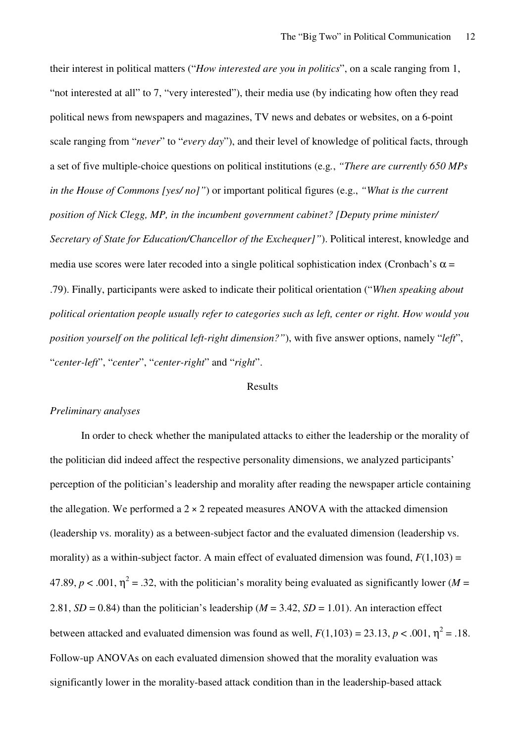their interest in political matters ("*How interested are you in politics*", on a scale ranging from 1, "not interested at all" to 7, "very interested"), their media use (by indicating how often they read political news from newspapers and magazines, TV news and debates or websites, on a 6-point scale ranging from "*never*" to "*every day*"), and their level of knowledge of political facts, through a set of five multiple-choice questions on political institutions (e.g., *"There are currently 650 MPs in the House of Commons [yes/ no]"*) or important political figures (e.g., *"What is the current position of Nick Clegg, MP, in the incumbent government cabinet? [Deputy prime minister/ Secretary of State for Education/Chancellor of the Exchequer]"*). Political interest, knowledge and media use scores were later recoded into a single political sophistication index (Cronbach's $\alpha$ = .79). Finally, participants were asked to indicate their political orientation ("*When speaking about political orientation people usually refer to categories such as left, center or right. How would you position yourself on the political left-right dimension?"*), with five answer options, namely "*left*", "*center-left*", "*center*", "*center-right*" and "*right*".

## Results

### *Preliminary analyses*

In order to check whether the manipulated attacks to either the leadership or the morality of the politician did indeed affect the respective personality dimensions, we analyzed participants' perception of the politician's leadership and morality after reading the newspaper article containing the allegation. We performed a 2 × 2 repeated measures ANOVA with the attacked dimension (leadership vs. morality) as a between-subject factor and the evaluated dimension (leadership vs. morality) as a within-subject factor. A main effect of evaluated dimension was found, $F(1,103) = 47.89$, $p < .001$, $\eta^2 = .32$, with the politician's morality being evaluated as significantly lower ($M = 2.81$, $SD = 0.84$) than the politician's leadership ($M = 3.42$, $SD = 1.01$). An interaction effect between attacked and evaluated dimension was found as well, $F(1,103) = 23.13$, $p < .001$, $\eta^2 = .18$. Follow-up ANOVAs on each evaluated dimension showed that the morality evaluation was significantly lower in the morality-based attack condition than in the leadership-based attack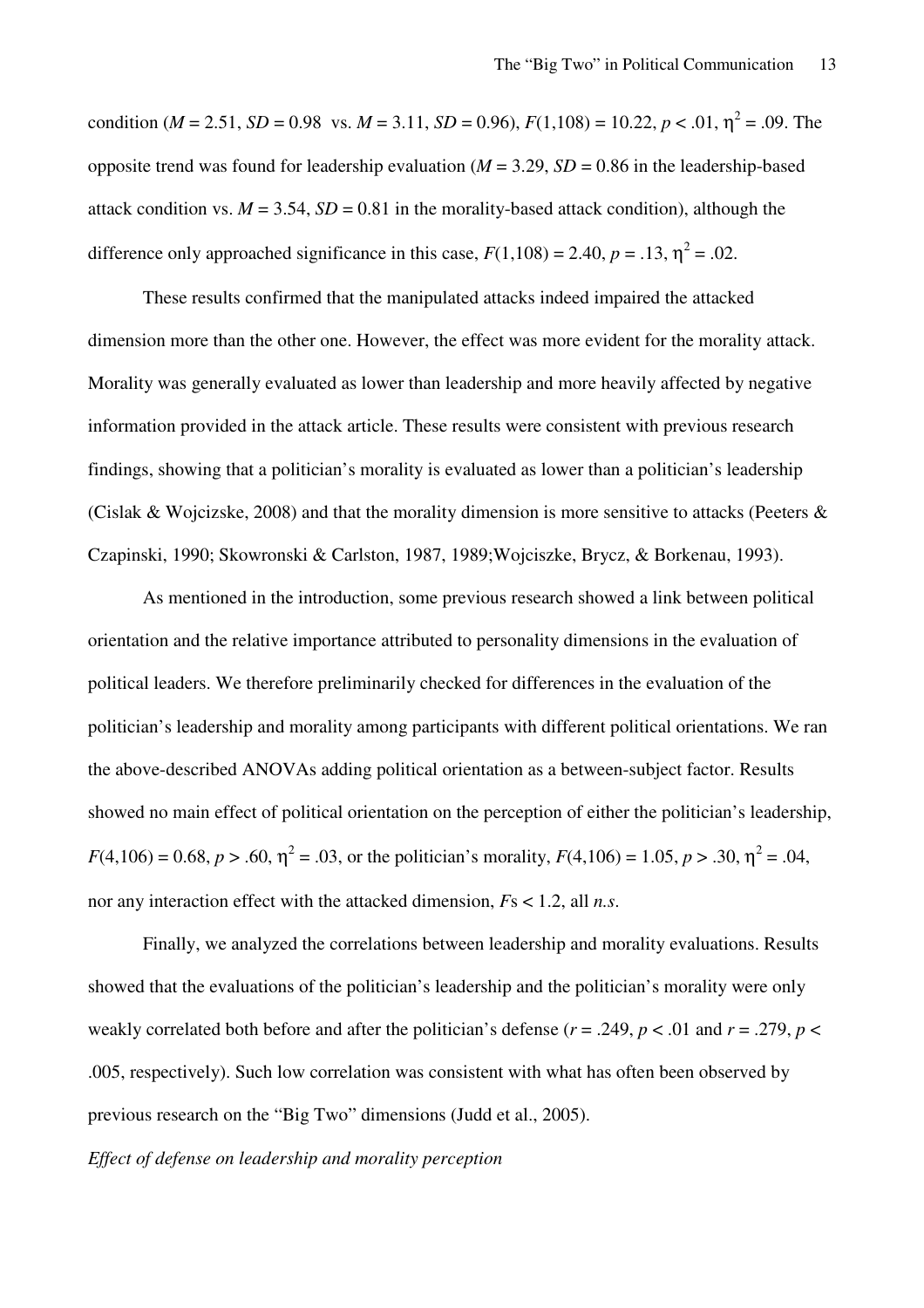condition ($M = 2.51$, $SD = 0.98$ vs. $M = 3.11$, $SD = 0.96$), $F(1,108) = 10.22$, $p < .01$, $\eta^2 = .09$. The opposite trend was found for leadership evaluation ($M = 3.29$, $SD = 0.86$ in the leadership-based attack condition vs. $M = 3.54$, $SD = 0.81$ in the morality-based attack condition), although the difference only approached significance in this case, $F(1,108) = 2.40$, $p = .13$, $\eta^2 = .02$.

These results confirmed that the manipulated attacks indeed impaired the attacked dimension more than the other one. However, the effect was more evident for the morality attack. Morality was generally evaluated as lower than leadership and more heavily affected by negative information provided in the attack article. These results were consistent with previous research findings, showing that a politician's morality is evaluated as lower than a politician's leadership (Cislak & Wojcizske, 2008) and that the morality dimension is more sensitive to attacks (Peeters & Czapinski, 1990; Skowronski & Carlston, 1987, 1989;Wojciszke, Brycz, & Borkenau, 1993).

As mentioned in the introduction, some previous research showed a link between political orientation and the relative importance attributed to personality dimensions in the evaluation of political leaders. We therefore preliminarily checked for differences in the evaluation of the politician's leadership and morality among participants with different political orientations. We ran the above-described ANOVAs adding political orientation as a between-subject factor. Results showed no main effect of political orientation on the perception of either the politician's leadership, $F(4,106) = 0.68$, $p > .60$, $\eta^2 = .03$, or the politician's morality, $F(4,106) = 1.05$, $p > .30$, $\eta^2 = .04$, nor any interaction effect with the attacked dimension, $F$s $< 1.2$, all *n.s.*

Finally, we analyzed the correlations between leadership and morality evaluations. Results showed that the evaluations of the politician's leadership and the politician's morality were only weakly correlated both before and after the politician's defense ($r = .249$, $p < .01$ and $r = .279$, $p < .005$, respectively). Such low correlation was consistent with what has often been observed by previous research on the "Big Two" dimensions (Judd et al., 2005).

*Effect of defense on leadership and morality perception*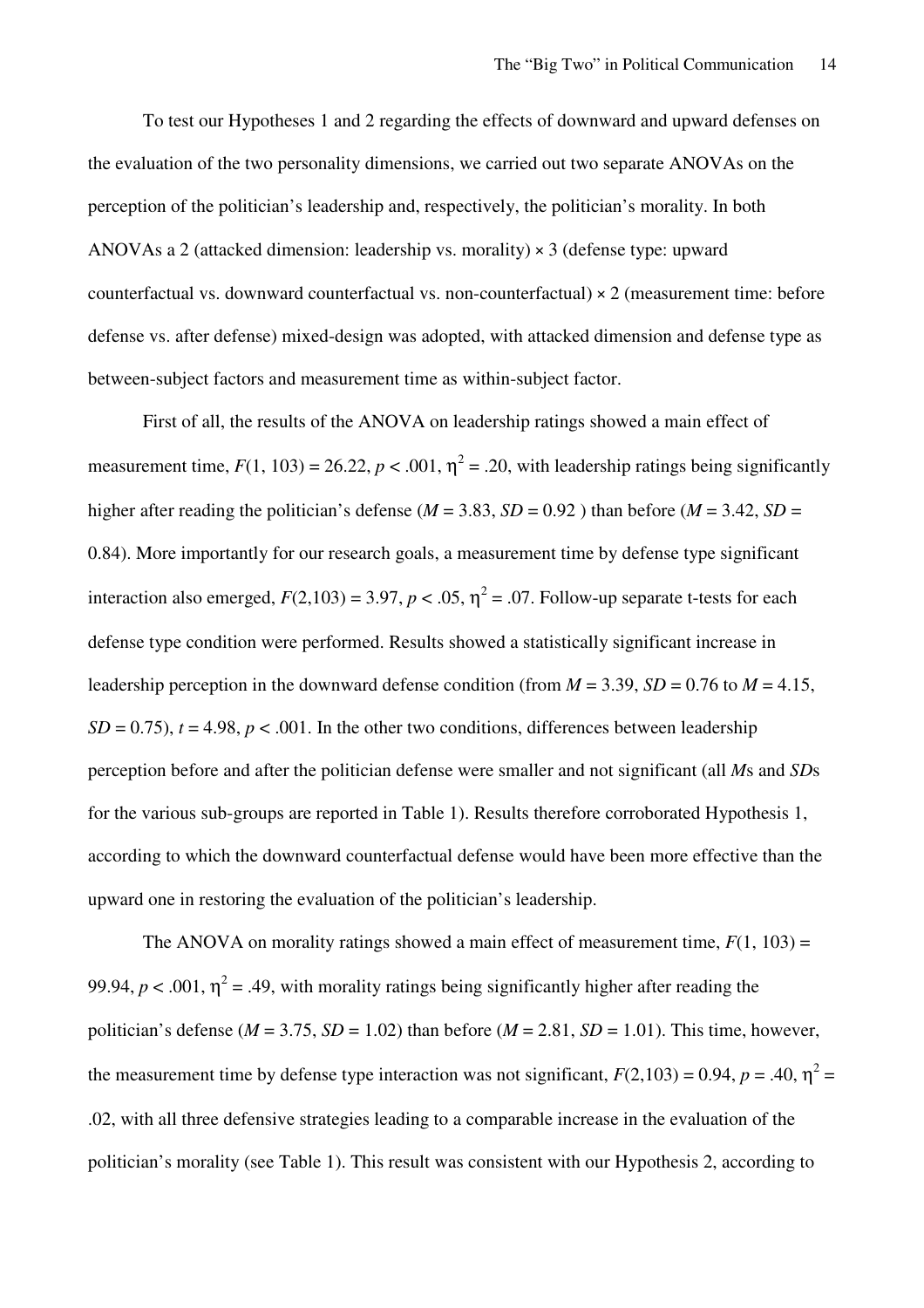To test our Hypotheses 1 and 2 regarding the effects of downward and upward defenses on the evaluation of the two personality dimensions, we carried out two separate ANOVAs on the perception of the politician's leadership and, respectively, the politician's morality. In both ANOVAs a 2 (attacked dimension: leadership vs. morality) × 3 (defense type: upward counterfactual vs. downward counterfactual vs. non-counterfactual) × 2 (measurement time: before defense vs. after defense) mixed-design was adopted, with attacked dimension and defense type as between-subject factors and measurement time as within-subject factor.

First of all, the results of the ANOVA on leadership ratings showed a main effect of measurement time, $F(1, 103) = 26.22$, $p < .001$, $\eta^2 = .20$, with leadership ratings being significantly higher after reading the politician's defense ($M = 3.83$, $SD = 0.92$ ) than before ($M = 3.42$, $SD = 0.84$). More importantly for our research goals, a measurement time by defense type significant interaction also emerged, $F(2,103) = 3.97$, $p < .05$, $\eta^2 = .07$. Follow-up separate t-tests for each defense type condition were performed. Results showed a statistically significant increase in leadership perception in the downward defense condition (from $M = 3.39$, $SD = 0.76$ to $M = 4.15$, $SD = 0.75$), $t = 4.98$, $p < .001$. In the other two conditions, differences between leadership perception before and after the politician defense were smaller and not significant (all *M*s and *SD*s for the various sub-groups are reported in Table 1). Results therefore corroborated Hypothesis 1, according to which the downward counterfactual defense would have been more effective than the upward one in restoring the evaluation of the politician's leadership.

The ANOVA on morality ratings showed a main effect of measurement time, $F(1, 103) = 99.94$, $p < .001$, $\eta^2 = .49$, with morality ratings being significantly higher after reading the politician's defense ($M = 3.75$, $SD = 1.02$) than before ($M = 2.81$, $SD = 1.01$). This time, however, the measurement time by defense type interaction was not significant, $F(2,103) = 0.94$, $p = .40$, $\eta^2 = .02$, with all three defensive strategies leading to a comparable increase in the evaluation of the politician's morality (see Table 1). This result was consistent with our Hypothesis 2, according to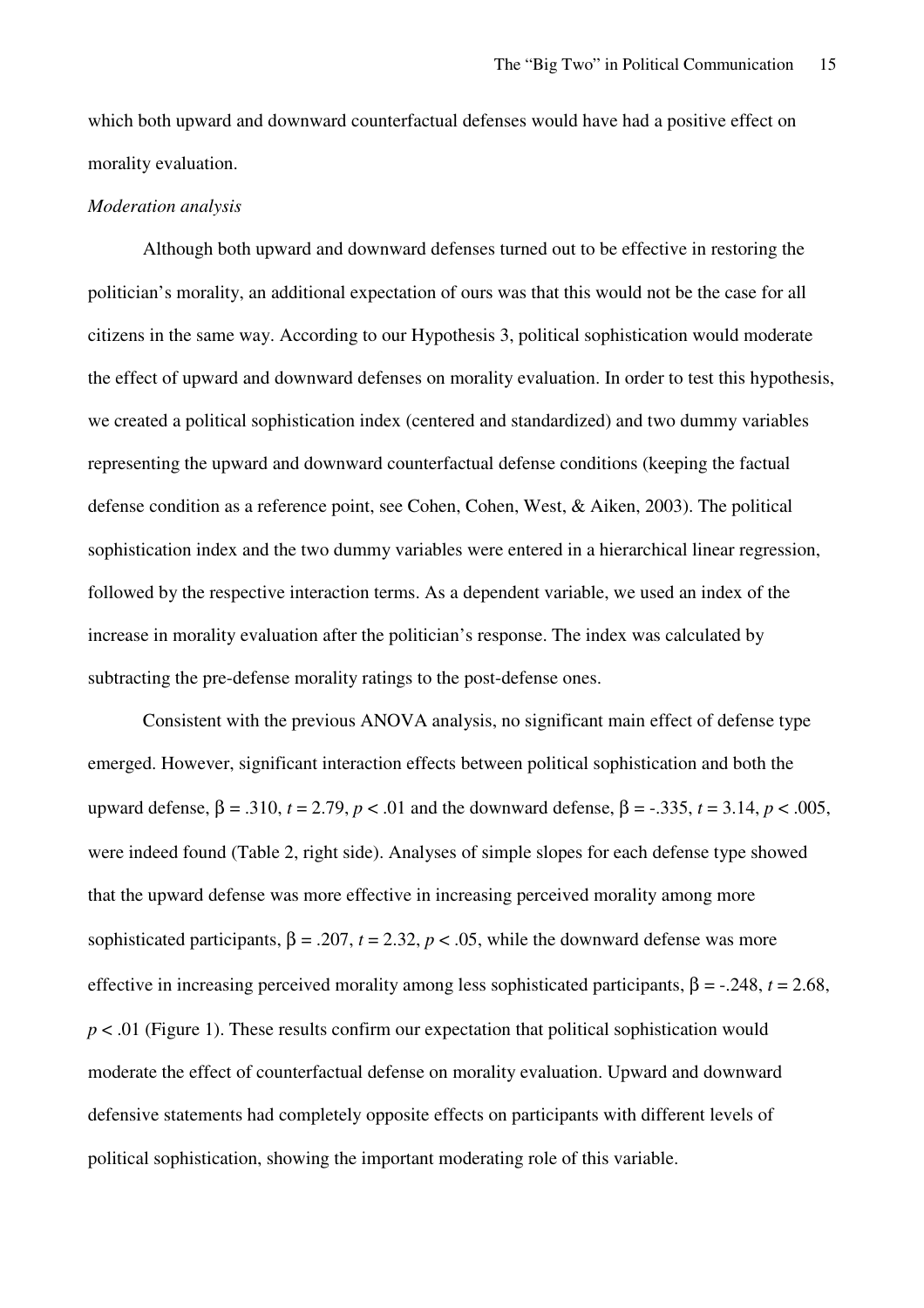which both upward and downward counterfactual defenses would have had a positive effect on morality evaluation.

*Moderation analysis*

Although both upward and downward defenses turned out to be effective in restoring the politician's morality, an additional expectation of ours was that this would not be the case for all citizens in the same way. According to our Hypothesis 3, political sophistication would moderate the effect of upward and downward defenses on morality evaluation. In order to test this hypothesis, we created a political sophistication index (centered and standardized) and two dummy variables representing the upward and downward counterfactual defense conditions (keeping the factual defense condition as a reference point, see Cohen, Cohen, West, & Aiken, 2003). The political sophistication index and the two dummy variables were entered in a hierarchical linear regression, followed by the respective interaction terms. As a dependent variable, we used an index of the increase in morality evaluation after the politician's response. The index was calculated by subtracting the pre-defense morality ratings to the post-defense ones.

Consistent with the previous ANOVA analysis, no significant main effect of defense type emerged. However, significant interaction effects between political sophistication and both the upward defense, $\beta = .310$, $t = 2.79$, $p < .01$ and the downward defense, $\beta = -.335$, $t = 3.14$, $p < .005$, were indeed found (Table 2, right side). Analyses of simple slopes for each defense type showed that the upward defense was more effective in increasing perceived morality among more sophisticated participants, $\beta = .207$, $t = 2.32$, $p < .05$, while the downward defense was more effective in increasing perceived morality among less sophisticated participants, $\beta = -.248$, $t = 2.68$, $p < .01$ (Figure 1). These results confirm our expectation that political sophistication would moderate the effect of counterfactual defense on morality evaluation. Upward and downward defensive statements had completely opposite effects on participants with different levels of political sophistication, showing the important moderating role of this variable.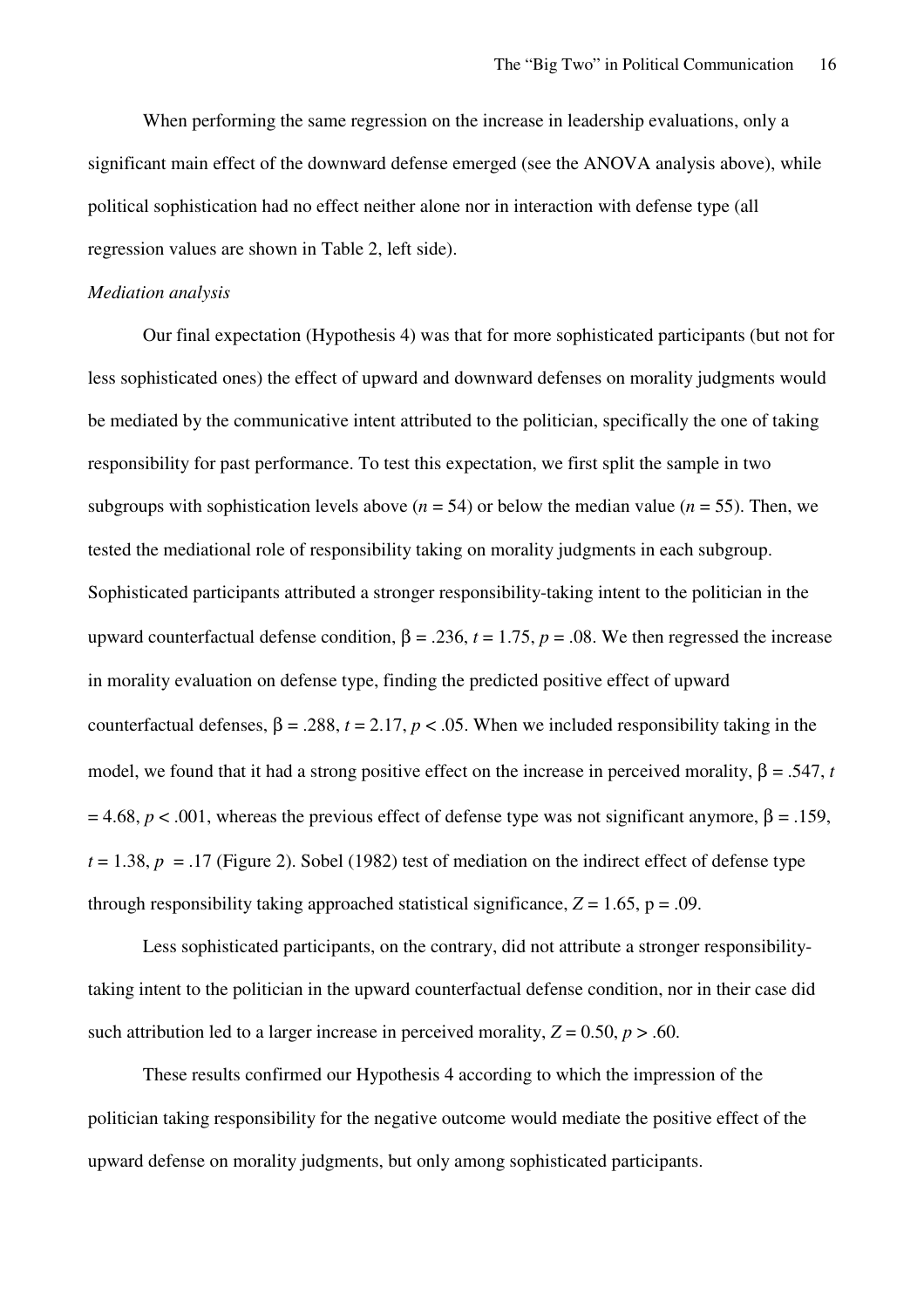When performing the same regression on the increase in leadership evaluations, only a significant main effect of the downward defense emerged (see the ANOVA analysis above), while political sophistication had no effect neither alone nor in interaction with defense type (all regression values are shown in Table 2, left side).

*Mediation analysis*

Our final expectation (Hypothesis 4) was that for more sophisticated participants (but not for less sophisticated ones) the effect of upward and downward defenses on morality judgments would be mediated by the communicative intent attributed to the politician, specifically the one of taking responsibility for past performance. To test this expectation, we first split the sample in two subgroups with sophistication levels above ($n = 54$) or below the median value ($n = 55$). Then, we tested the mediational role of responsibility taking on morality judgments in each subgroup. Sophisticated participants attributed a stronger responsibility-taking intent to the politician in the upward counterfactual defense condition, $\beta = .236$, $t = 1.75$, $p = .08$. We then regressed the increase in morality evaluation on defense type, finding the predicted positive effect of upward counterfactual defenses, $\beta = .288$, $t = 2.17$, $p < .05$. When we included responsibility taking in the model, we found that it had a strong positive effect on the increase in perceived morality, $\beta = .547$, $t = 4.68$, $p < .001$, whereas the previous effect of defense type was not significant anymore, $\beta = .159$, $t = 1.38$, $p = .17$ (Figure 2). Sobel (1982) test of mediation on the indirect effect of defense type through responsibility taking approached statistical significance, $Z = 1.65$, $p = .09$.

Less sophisticated participants, on the contrary, did not attribute a stronger responsibility-taking intent to the politician in the upward counterfactual defense condition, nor in their case did such attribution led to a larger increase in perceived morality, $Z = 0.50$, $p > .60$.

These results confirmed our Hypothesis 4 according to which the impression of the politician taking responsibility for the negative outcome would mediate the positive effect of the upward defense on morality judgments, but only among sophisticated participants.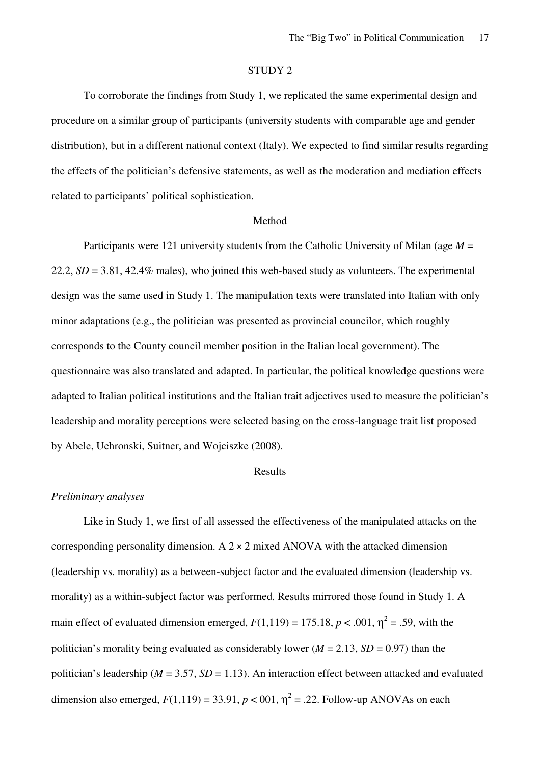## STUDY 2

To corroborate the findings from Study 1, we replicated the same experimental design and procedure on a similar group of participants (university students with comparable age and gender distribution), but in a different national context (Italy). We expected to find similar results regarding the effects of the politician's defensive statements, as well as the moderation and mediation effects related to participants' political sophistication.

### Method

Participants were 121 university students from the Catholic University of Milan (age $M$ = 22.2, $SD$ = 3.81, 42.4% males), who joined this web-based study as volunteers. The experimental design was the same used in Study 1. The manipulation texts were translated into Italian with only minor adaptations (e.g., the politician was presented as provincial councilor, which roughly corresponds to the County council member position in the Italian local government). The questionnaire was also translated and adapted. In particular, the political knowledge questions were adapted to Italian political institutions and the Italian trait adjectives used to measure the politician's leadership and morality perceptions were selected basing on the cross-language trait list proposed by Abele, Uchronski, Suitner, and Wojciszke (2008).

### Results

*Preliminary analyses*

Like in Study 1, we first of all assessed the effectiveness of the manipulated attacks on the corresponding personality dimension. A 2 × 2 mixed ANOVA with the attacked dimension (leadership vs. morality) as a between-subject factor and the evaluated dimension (leadership vs. morality) as a within-subject factor was performed. Results mirrored those found in Study 1. A main effect of evaluated dimension emerged, $F(1,119) = 175.18$, $p < .001$, $\eta^2 = .59$, with the politician's morality being evaluated as considerably lower ($M$ = 2.13, $SD$ = 0.97) than the politician's leadership ($M$ = 3.57, $SD$ = 1.13). An interaction effect between attacked and evaluated dimension also emerged, $F(1,119) = 33.91$, $p < 001$, $\eta^2 = .22$. Follow-up ANOVAs on each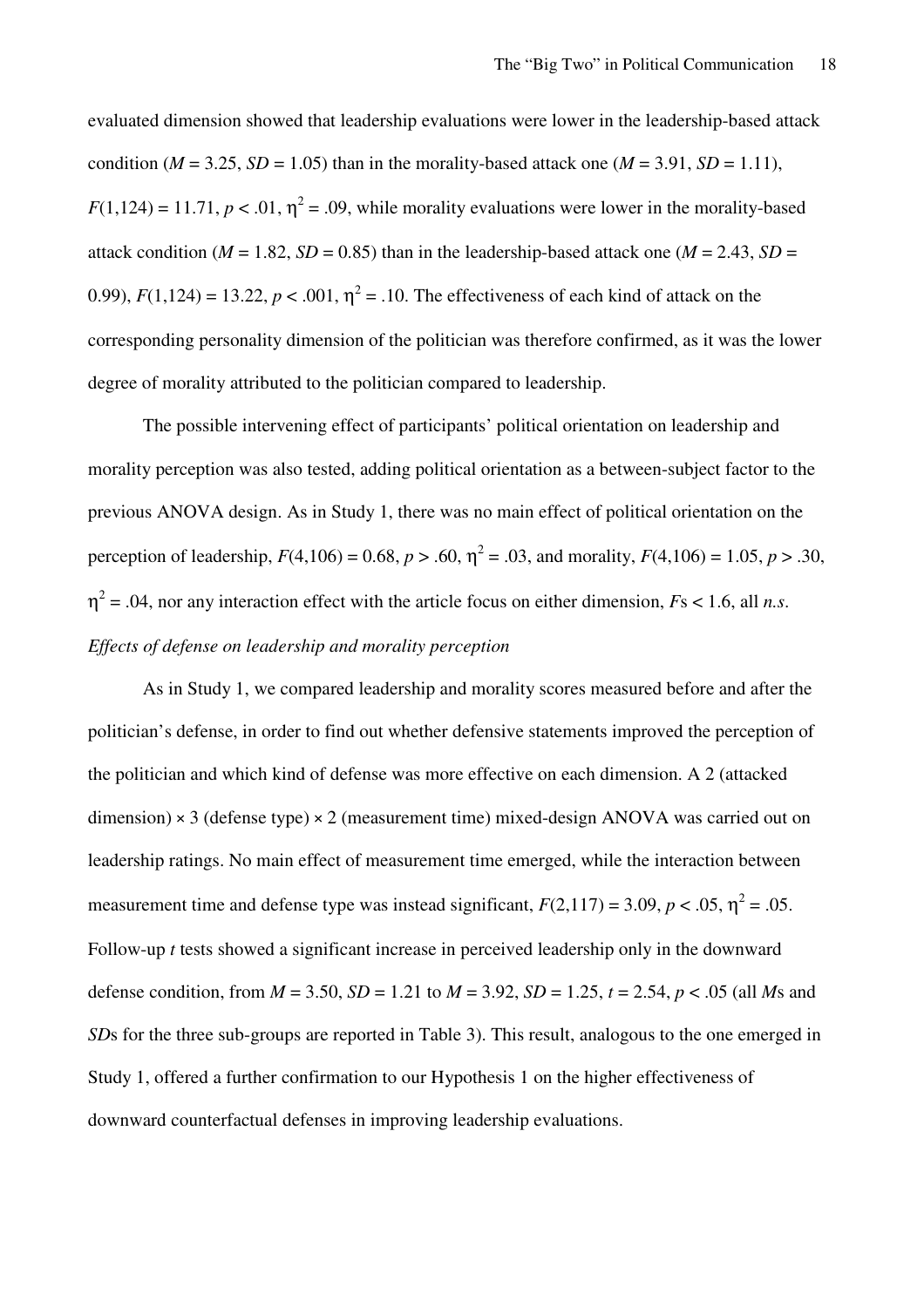evaluated dimension showed that leadership evaluations were lower in the leadership-based attack condition ($M = 3.25$, $SD = 1.05$) than in the morality-based attack one ($M = 3.91$, $SD = 1.11$), $F(1,124) = 11.71$, $p < .01$, $\eta^2 = .09$, while morality evaluations were lower in the morality-based attack condition ($M = 1.82$, $SD = 0.85$) than in the leadership-based attack one ($M = 2.43$, $SD = 0.99$), $F(1,124) = 13.22$, $p < .001$, $\eta^2 = .10$. The effectiveness of each kind of attack on the corresponding personality dimension of the politician was therefore confirmed, as it was the lower degree of morality attributed to the politician compared to leadership.

The possible intervening effect of participants' political orientation on leadership and morality perception was also tested, adding political orientation as a between-subject factor to the previous ANOVA design. As in Study 1, there was no main effect of political orientation on the perception of leadership, $F(4,106) = 0.68$, $p > .60$, $\eta^2 = .03$, and morality, $F(4,106) = 1.05$, $p > .30$, $\eta^2 = .04$, nor any interaction effect with the article focus on either dimension, $F$s < 1.6, all *n.s.*

*Effects of defense on leadership and morality perception*

As in Study 1, we compared leadership and morality scores measured before and after the politician's defense, in order to find out whether defensive statements improved the perception of the politician and which kind of defense was more effective on each dimension. A 2 (attacked dimension) × 3 (defense type) × 2 (measurement time) mixed-design ANOVA was carried out on leadership ratings. No main effect of measurement time emerged, while the interaction between measurement time and defense type was instead significant, $F(2,117) = 3.09$, $p < .05$, $\eta^2 = .05$. Follow-up *t* tests showed a significant increase in perceived leadership only in the downward defense condition, from $M = 3.50$, $SD = 1.21$ to $M = 3.92$, $SD = 1.25$, $t = 2.54$, $p < .05$ (all *M*s and *SD*s for the three sub-groups are reported in Table 3). This result, analogous to the one emerged in Study 1, offered a further confirmation to our Hypothesis 1 on the higher effectiveness of downward counterfactual defenses in improving leadership evaluations.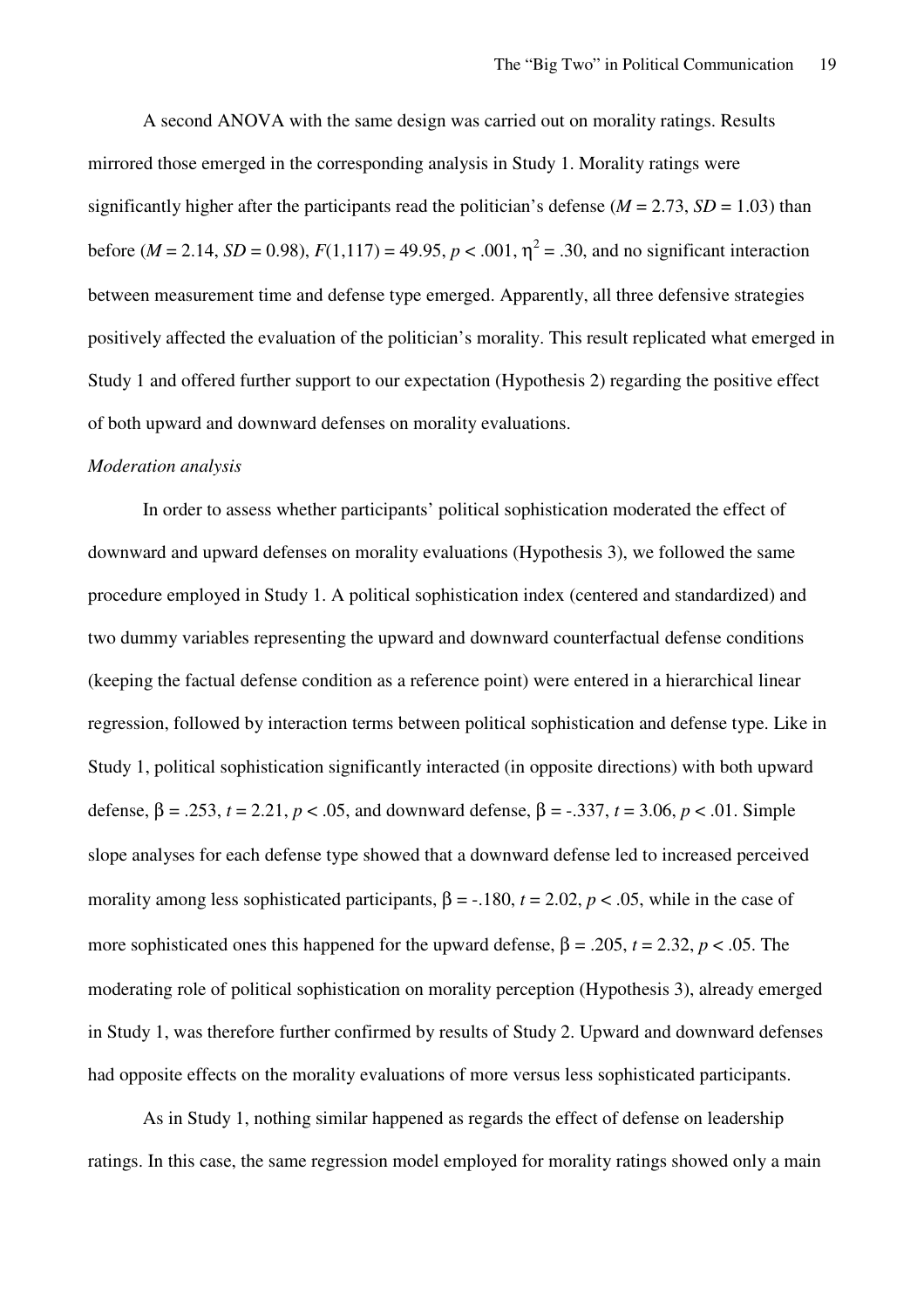A second ANOVA with the same design was carried out on morality ratings. Results mirrored those emerged in the corresponding analysis in Study 1. Morality ratings were significantly higher after the participants read the politician's defense ($M = 2.73$, $SD = 1.03$) than before ($M = 2.14$, $SD = 0.98$), $F(1,117) = 49.95$, $p < .001$, $\eta^2 = .30$, and no significant interaction between measurement time and defense type emerged. Apparently, all three defensive strategies positively affected the evaluation of the politician's morality. This result replicated what emerged in Study 1 and offered further support to our expectation (Hypothesis 2) regarding the positive effect of both upward and downward defenses on morality evaluations.

*Moderation analysis*

In order to assess whether participants' political sophistication moderated the effect of downward and upward defenses on morality evaluations (Hypothesis 3), we followed the same procedure employed in Study 1. A political sophistication index (centered and standardized) and two dummy variables representing the upward and downward counterfactual defense conditions (keeping the factual defense condition as a reference point) were entered in a hierarchical linear regression, followed by interaction terms between political sophistication and defense type. Like in Study 1, political sophistication significantly interacted (in opposite directions) with both upward defense, $\beta = .253$, $t = 2.21$, $p < .05$, and downward defense, $\beta = -.337$, $t = 3.06$, $p < .01$. Simple slope analyses for each defense type showed that a downward defense led to increased perceived morality among less sophisticated participants, $\beta = -.180$, $t = 2.02$, $p < .05$, while in the case of more sophisticated ones this happened for the upward defense, $\beta = .205$, $t = 2.32$, $p < .05$. The moderating role of political sophistication on morality perception (Hypothesis 3), already emerged in Study 1, was therefore further confirmed by results of Study 2. Upward and downward defenses had opposite effects on the morality evaluations of more versus less sophisticated participants.

As in Study 1, nothing similar happened as regards the effect of defense on leadership ratings. In this case, the same regression model employed for morality ratings showed only a main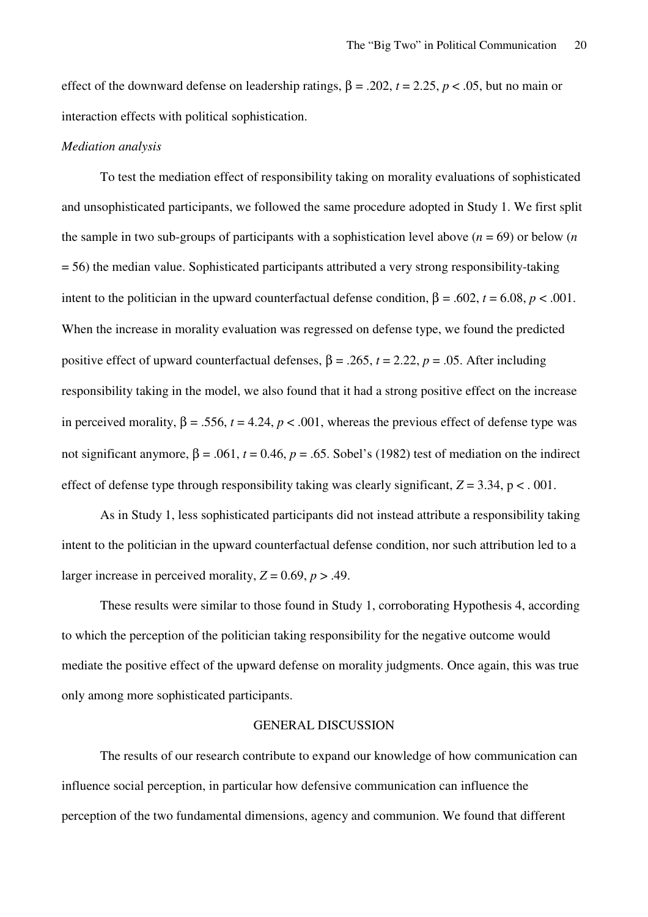effect of the downward defense on leadership ratings, $\beta = .202$, $t = 2.25$, $p < .05$, but no main or interaction effects with political sophistication.

*Mediation analysis*

To test the mediation effect of responsibility taking on morality evaluations of sophisticated and unsophisticated participants, we followed the same procedure adopted in Study 1. We first split the sample in two sub-groups of participants with a sophistication level above ($n = 69$) or below ($n = 56$) the median value. Sophisticated participants attributed a very strong responsibility-taking intent to the politician in the upward counterfactual defense condition, $\beta = .602$, $t = 6.08$, $p < .001$. When the increase in morality evaluation was regressed on defense type, we found the predicted positive effect of upward counterfactual defenses, $\beta = .265$, $t = 2.22$, $p = .05$. After including responsibility taking in the model, we also found that it had a strong positive effect on the increase in perceived morality, $\beta = .556$, $t = 4.24$, $p < .001$, whereas the previous effect of defense type was not significant anymore, $\beta = .061$, $t = 0.46$, $p = .65$. Sobel's (1982) test of mediation on the indirect effect of defense type through responsibility taking was clearly significant, $Z = 3.34$, $p < .001$.

As in Study 1, less sophisticated participants did not instead attribute a responsibility taking intent to the politician in the upward counterfactual defense condition, nor such attribution led to a larger increase in perceived morality, $Z = 0.69$, $p > .49$.

These results were similar to those found in Study 1, corroborating Hypothesis 4, according to which the perception of the politician taking responsibility for the negative outcome would mediate the positive effect of the upward defense on morality judgments. Once again, this was true only among more sophisticated participants.

## GENERAL DISCUSSION

The results of our research contribute to expand our knowledge of how communication can influence social perception, in particular how defensive communication can influence the perception of the two fundamental dimensions, agency and communion. We found that different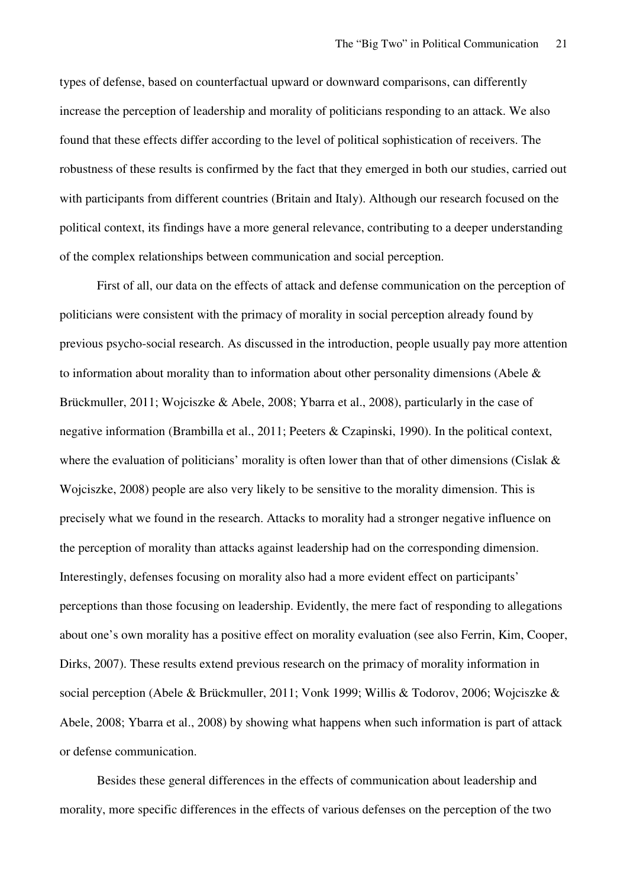types of defense, based on counterfactual upward or downward comparisons, can differently increase the perception of leadership and morality of politicians responding to an attack. We also found that these effects differ according to the level of political sophistication of receivers. The robustness of these results is confirmed by the fact that they emerged in both our studies, carried out with participants from different countries (Britain and Italy). Although our research focused on the political context, its findings have a more general relevance, contributing to a deeper understanding of the complex relationships between communication and social perception.

First of all, our data on the effects of attack and defense communication on the perception of politicians were consistent with the primacy of morality in social perception already found by previous psycho-social research. As discussed in the introduction, people usually pay more attention to information about morality than to information about other personality dimensions (Abele & Brückmuller, 2011; Wojciszke & Abele, 2008; Ybarra et al., 2008), particularly in the case of negative information (Brambilla et al., 2011; Peeters & Czapinski, 1990). In the political context, where the evaluation of politicians' morality is often lower than that of other dimensions (Cislak & Wojciszke, 2008) people are also very likely to be sensitive to the morality dimension. This is precisely what we found in the research. Attacks to morality had a stronger negative influence on the perception of morality than attacks against leadership had on the corresponding dimension. Interestingly, defenses focusing on morality also had a more evident effect on participants' perceptions than those focusing on leadership. Evidently, the mere fact of responding to allegations about one's own morality has a positive effect on morality evaluation (see also Ferrin, Kim, Cooper, Dirks, 2007). These results extend previous research on the primacy of morality information in social perception (Abele & Brückmuller, 2011; Vonk 1999; Willis & Todorov, 2006; Wojciszke & Abele, 2008; Ybarra et al., 2008) by showing what happens when such information is part of attack or defense communication.

Besides these general differences in the effects of communication about leadership and morality, more specific differences in the effects of various defenses on the perception of the two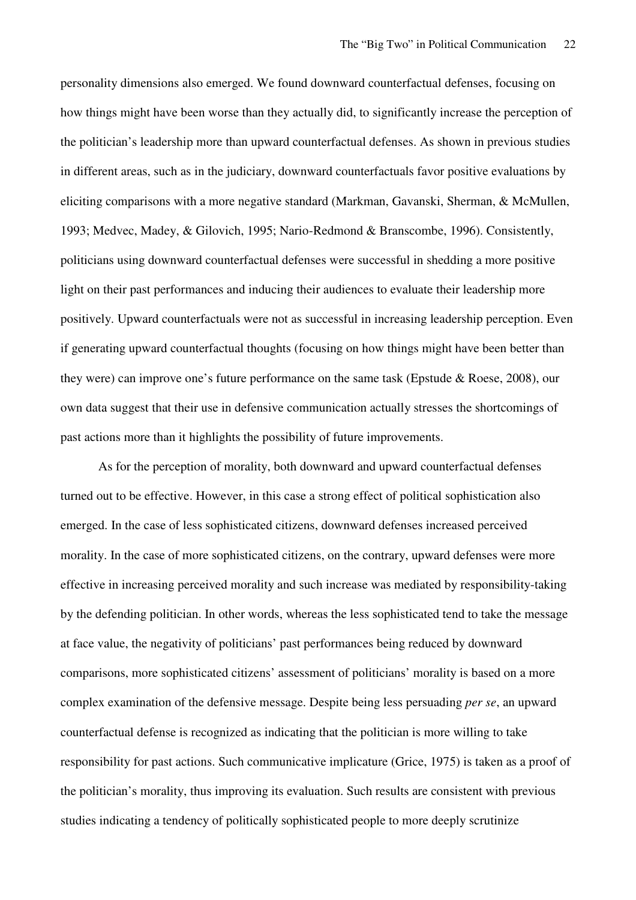personality dimensions also emerged. We found downward counterfactual defenses, focusing on how things might have been worse than they actually did, to significantly increase the perception of the politician's leadership more than upward counterfactual defenses. As shown in previous studies in different areas, such as in the judiciary, downward counterfactuals favor positive evaluations by eliciting comparisons with a more negative standard (Markman, Gavanski, Sherman, & McMullen, 1993; Medvec, Madey, & Gilovich, 1995; Nario-Redmond & Branscombe, 1996). Consistently, politicians using downward counterfactual defenses were successful in shedding a more positive light on their past performances and inducing their audiences to evaluate their leadership more positively. Upward counterfactuals were not as successful in increasing leadership perception. Even if generating upward counterfactual thoughts (focusing on how things might have been better than they were) can improve one's future performance on the same task (Epstude & Roese, 2008), our own data suggest that their use in defensive communication actually stresses the shortcomings of past actions more than it highlights the possibility of future improvements.

As for the perception of morality, both downward and upward counterfactual defenses turned out to be effective. However, in this case a strong effect of political sophistication also emerged. In the case of less sophisticated citizens, downward defenses increased perceived morality. In the case of more sophisticated citizens, on the contrary, upward defenses were more effective in increasing perceived morality and such increase was mediated by responsibility-taking by the defending politician. In other words, whereas the less sophisticated tend to take the message at face value, the negativity of politicians' past performances being reduced by downward comparisons, more sophisticated citizens' assessment of politicians' morality is based on a more complex examination of the defensive message. Despite being less persuading *per se*, an upward counterfactual defense is recognized as indicating that the politician is more willing to take responsibility for past actions. Such communicative implicature (Grice, 1975) is taken as a proof of the politician's morality, thus improving its evaluation. Such results are consistent with previous studies indicating a tendency of politically sophisticated people to more deeply scrutinize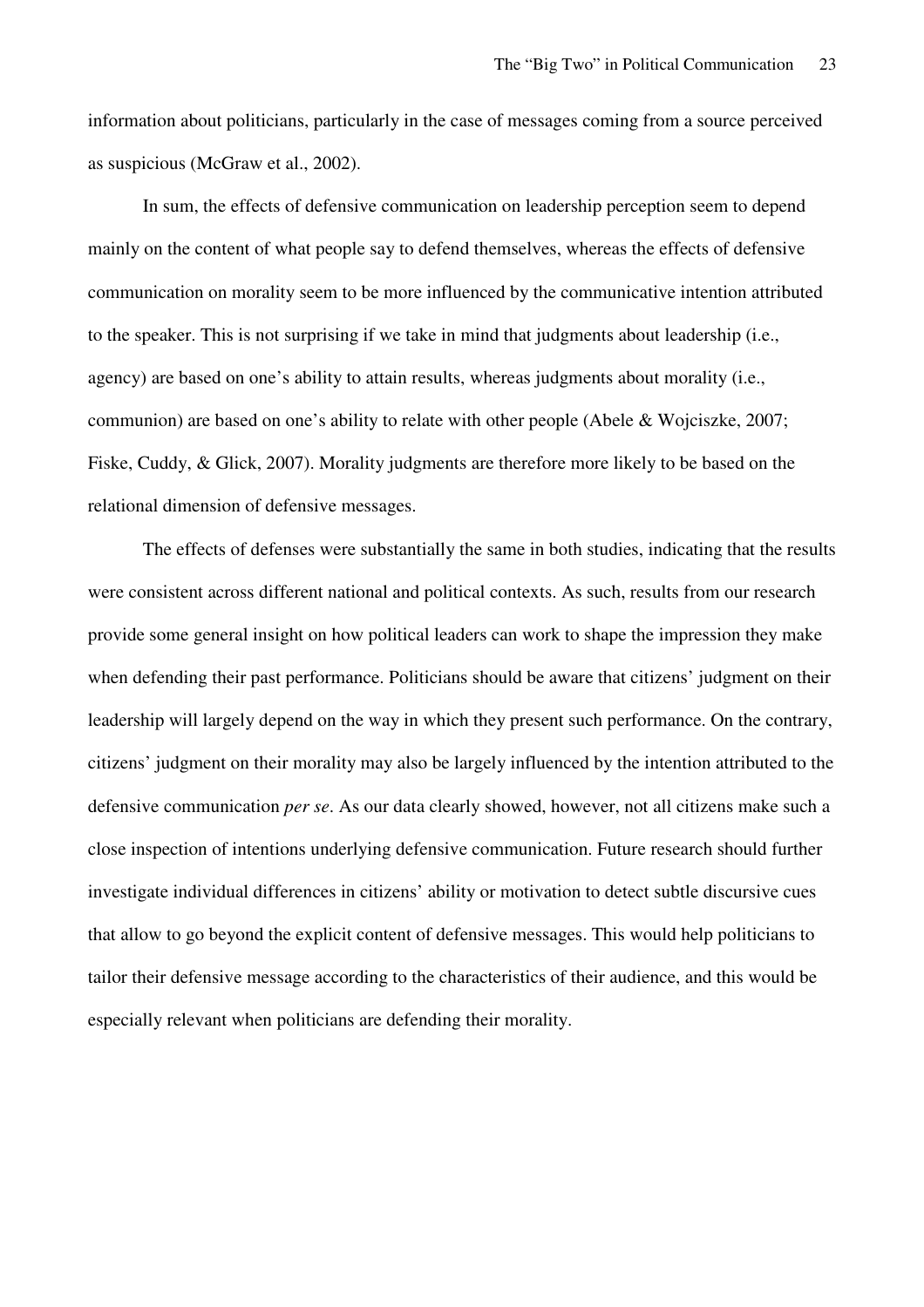information about politicians, particularly in the case of messages coming from a source perceived as suspicious (McGraw et al., 2002).

In sum, the effects of defensive communication on leadership perception seem to depend mainly on the content of what people say to defend themselves, whereas the effects of defensive communication on morality seem to be more influenced by the communicative intention attributed to the speaker. This is not surprising if we take in mind that judgments about leadership (i.e., agency) are based on one's ability to attain results, whereas judgments about morality (i.e., communion) are based on one's ability to relate with other people (Abele & Wojciszke, 2007; Fiske, Cuddy, & Glick, 2007). Morality judgments are therefore more likely to be based on the relational dimension of defensive messages.

The effects of defenses were substantially the same in both studies, indicating that the results were consistent across different national and political contexts. As such, results from our research provide some general insight on how political leaders can work to shape the impression they make when defending their past performance. Politicians should be aware that citizens' judgment on their leadership will largely depend on the way in which they present such performance. On the contrary, citizens' judgment on their morality may also be largely influenced by the intention attributed to the defensive communication *per se*. As our data clearly showed, however, not all citizens make such a close inspection of intentions underlying defensive communication. Future research should further investigate individual differences in citizens' ability or motivation to detect subtle discursive cues that allow to go beyond the explicit content of defensive messages. This would help politicians to tailor their defensive message according to the characteristics of their audience, and this would be especially relevant when politicians are defending their morality.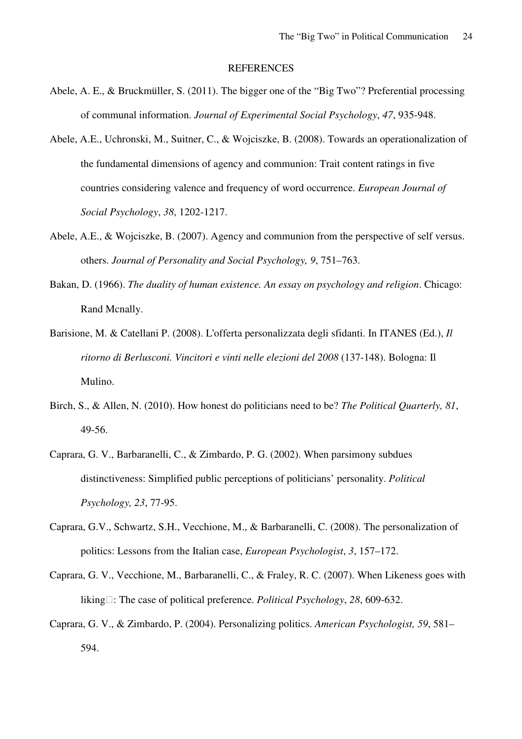# REFERENCES

Abele, A. E., & Bruckmüller, S. (2011). The bigger one of the "Big Two"? Preferential processing of communal information. *Journal of Experimental Social Psychology*, *47*, 935-948.

Abele, A.E., Uchronski, M., Suitner, C., & Wojciszke, B. (2008). Towards an operationalization of the fundamental dimensions of agency and communion: Trait content ratings in five countries considering valence and frequency of word occurrence. *European Journal of Social Psychology*, *38*, 1202-1217.

Abele, A.E., & Wojciszke, B. (2007). Agency and communion from the perspective of self versus. others. *Journal of Personality and Social Psychology, 9*, 751–763.

Bakan, D. (1966). *The duality of human existence. An essay on psychology and religion*. Chicago: Rand Mcnally.

Barisione, M. & Catellani P. (2008). L'offerta personalizzata degli sfidanti. In ITANES (Ed.), *Il ritorno di Berlusconi. Vincitori e vinti nelle elezioni del 2008* (137-148). Bologna: Il Mulino.

Birch, S., & Allen, N. (2010). How honest do politicians need to be? *The Political Quarterly, 81*, 49-56.

Caprara, G. V., Barbaranelli, C., & Zimbardo, P. G. (2002). When parsimony subdues distinctiveness: Simplified public perceptions of politicians' personality. *Political Psychology, 23*, 77-95.

Caprara, G.V., Schwartz, S.H., Vecchione, M., & Barbaranelli, C. (2008). The personalization of politics: Lessons from the Italian case, *European Psychologist*, *3*, 157–172.

Caprara, G. V., Vecchione, M., Barbaranelli, C., & Fraley, R. C. (2007). When Likeness goes with liking□: The case of political preference. *Political Psychology*, *28*, 609-632.

Caprara, G. V., & Zimbardo, P. (2004). Personalizing politics. *American Psychologist, 59*, 581–594.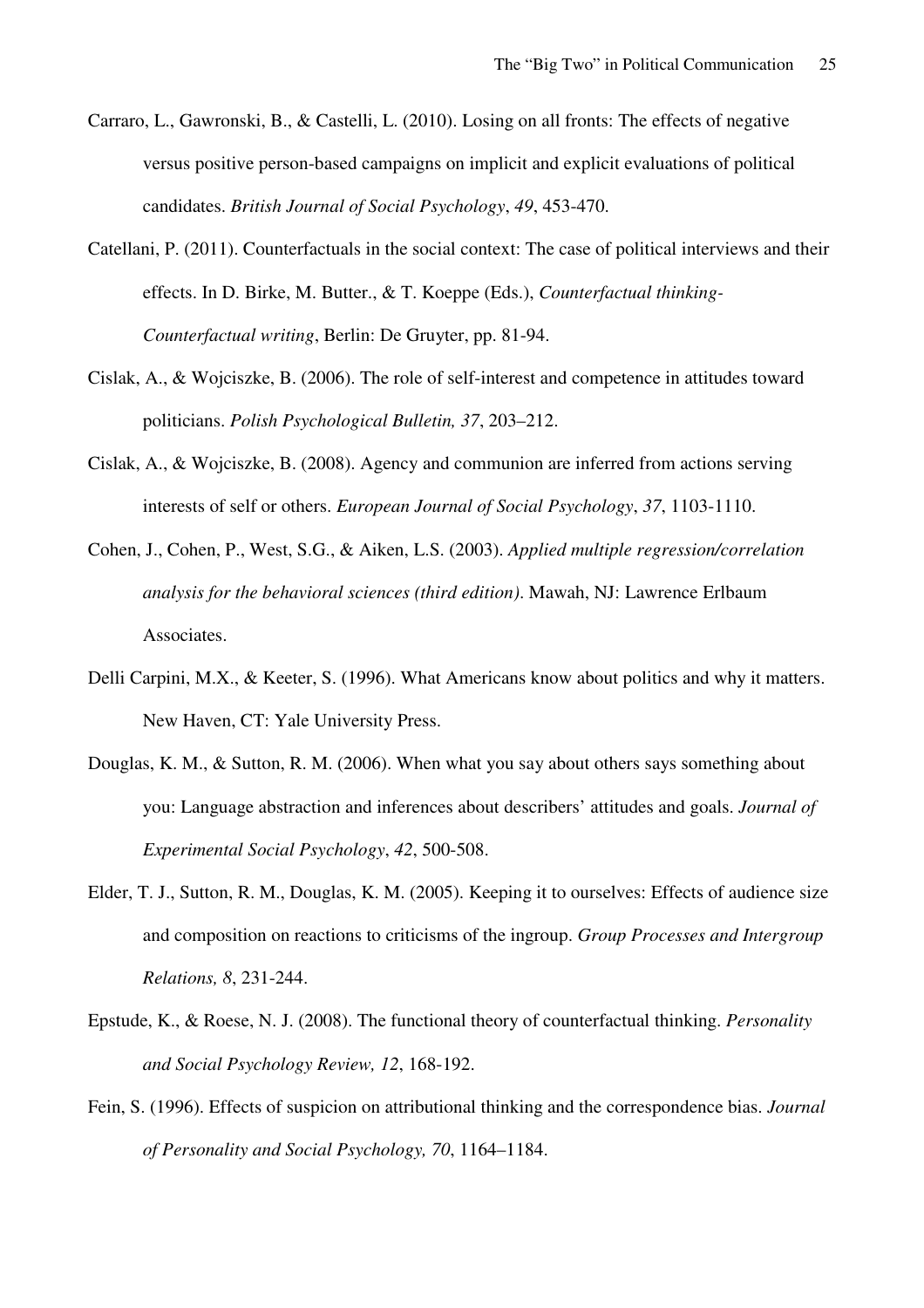Carraro, L., Gawronski, B., & Castelli, L. (2010). Losing on all fronts: The effects of negative versus positive person-based campaigns on implicit and explicit evaluations of political candidates. *British Journal of Social Psychology*, *49*, 453-470.

Catellani, P. (2011). Counterfactuals in the social context: The case of political interviews and their effects. In D. Birke, M. Butter., & T. Koeppe (Eds.), *Counterfactual thinking-Counterfactual writing*, Berlin: De Gruyter, pp. 81-94.

Cislak, A., & Wojciszke, B. (2006). The role of self-interest and competence in attitudes toward politicians. *Polish Psychological Bulletin, 37*, 203–212.

Cislak, A., & Wojciszke, B. (2008). Agency and communion are inferred from actions serving interests of self or others. *European Journal of Social Psychology*, *37*, 1103-1110.

Cohen, J., Cohen, P., West, S.G., & Aiken, L.S. (2003). *Applied multiple regression/correlation analysis for the behavioral sciences (third edition)*. Mawah, NJ: Lawrence Erlbaum Associates.

Delli Carpini, M.X., & Keeter, S. (1996). What Americans know about politics and why it matters. New Haven, CT: Yale University Press.

Douglas, K. M., & Sutton, R. M. (2006). When what you say about others says something about you: Language abstraction and inferences about describers' attitudes and goals. *Journal of Experimental Social Psychology*, *42*, 500-508.

Elder, T. J., Sutton, R. M., Douglas, K. M. (2005). Keeping it to ourselves: Effects of audience size and composition on reactions to criticisms of the ingroup. *Group Processes and Intergroup Relations, 8*, 231-244.

Epstude, K., & Roese, N. J. (2008). The functional theory of counterfactual thinking. *Personality and Social Psychology Review, 12*, 168-192.

Fein, S. (1996). Effects of suspicion on attributional thinking and the correspondence bias. *Journal of Personality and Social Psychology, 70*, 1164–1184.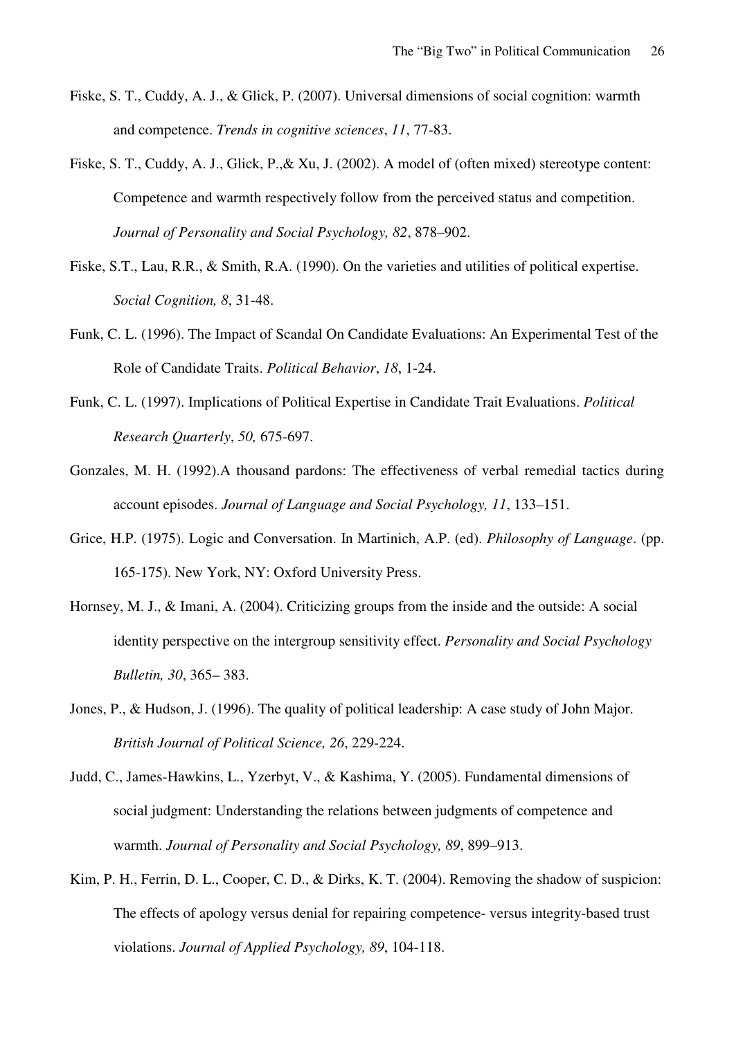Fiske, S. T., Cuddy, A. J., & Glick, P. (2007). Universal dimensions of social cognition: warmth and competence. *Trends in cognitive sciences*, *11*, 77-83.

Fiske, S. T., Cuddy, A. J., Glick, P.,& Xu, J. (2002). A model of (often mixed) stereotype content: Competence and warmth respectively follow from the perceived status and competition. *Journal of Personality and Social Psychology, 82*, 878–902.

Fiske, S.T., Lau, R.R., & Smith, R.A. (1990). On the varieties and utilities of political expertise. *Social Cognition, 8*, 31-48.

Funk, C. L. (1996). The Impact of Scandal On Candidate Evaluations: An Experimental Test of the Role of Candidate Traits. *Political Behavior*, *18*, 1-24.

Funk, C. L. (1997). Implications of Political Expertise in Candidate Trait Evaluations. *Political Research Quarterly*, *50,* 675-697.

Gonzales, M. H. (1992).A thousand pardons: The effectiveness of verbal remedial tactics during account episodes. *Journal of Language and Social Psychology, 11*, 133–151.

Grice, H.P. (1975). Logic and Conversation. In Martinich, A.P. (ed). *Philosophy of Language*. (pp. 165-175). New York, NY: Oxford University Press.

Hornsey, M. J., & Imani, A. (2004). Criticizing groups from the inside and the outside: A social identity perspective on the intergroup sensitivity effect. *Personality and Social Psychology Bulletin, 30*, 365– 383.

Jones, P., & Hudson, J. (1996). The quality of political leadership: A case study of John Major. *British Journal of Political Science, 26*, 229-224.

Judd, C., James-Hawkins, L., Yzerbyt, V., & Kashima, Y. (2005). Fundamental dimensions of social judgment: Understanding the relations between judgments of competence and warmth. *Journal of Personality and Social Psychology, 89*, 899–913.

Kim, P. H., Ferrin, D. L., Cooper, C. D., & Dirks, K. T. (2004). Removing the shadow of suspicion: The effects of apology versus denial for repairing competence- versus integrity-based trust violations. *Journal of Applied Psychology, 89*, 104-118.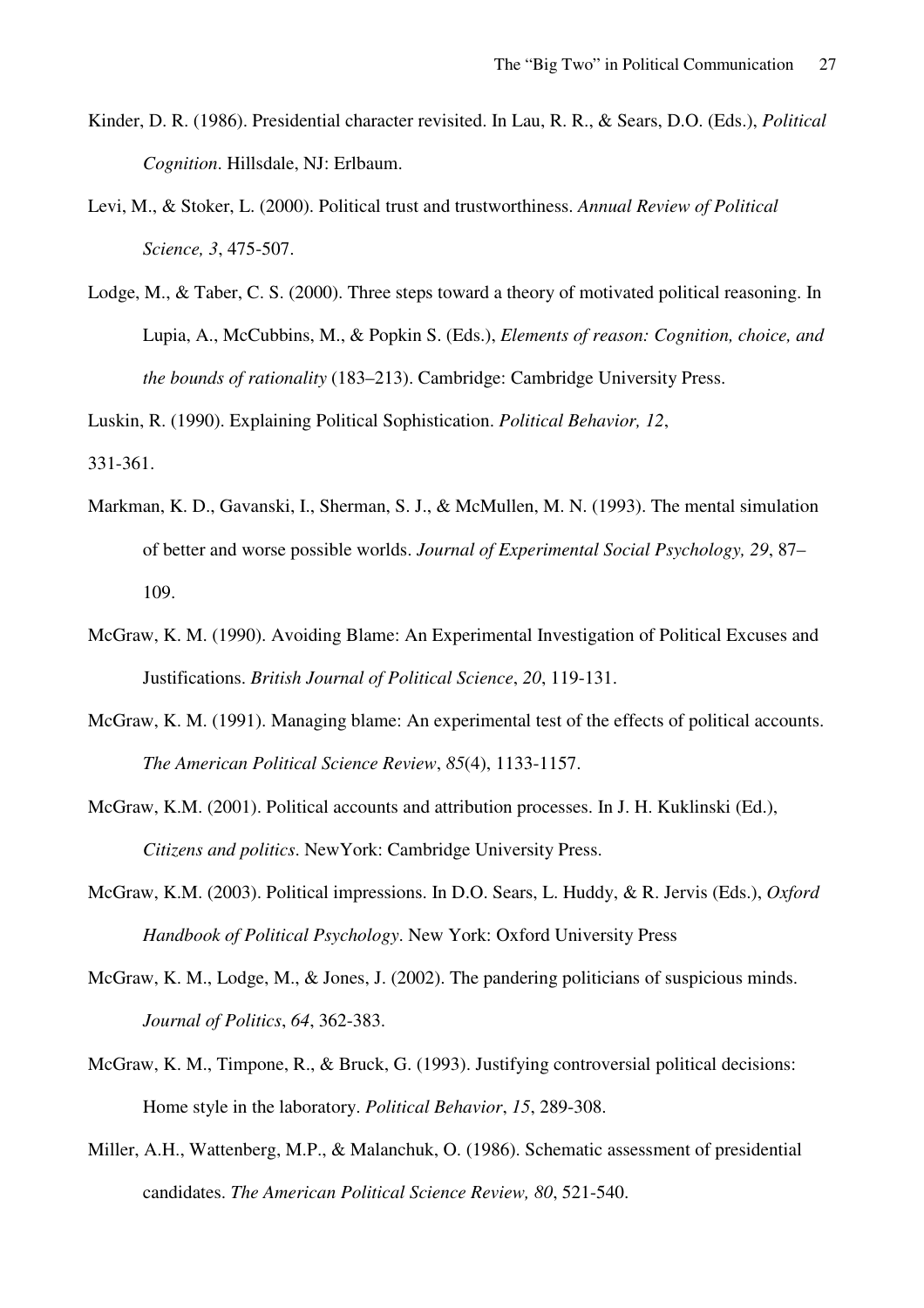Kinder, D. R. (1986). Presidential character revisited. In Lau, R. R., & Sears, D.O. (Eds.), *Political Cognition*. Hillsdale, NJ: Erlbaum.

Levi, M., & Stoker, L. (2000). Political trust and trustworthiness. *Annual Review of Political Science, 3*, 475-507.

Lodge, M., & Taber, C. S. (2000). Three steps toward a theory of motivated political reasoning. In Lupia, A., McCubbins, M., & Popkin S. (Eds.), *Elements of reason: Cognition, choice, and the bounds of rationality* (183–213). Cambridge: Cambridge University Press.

Luskin, R. (1990). Explaining Political Sophistication. *Political Behavior, 12*, 331-361.

Markman, K. D., Gavanski, I., Sherman, S. J., & McMullen, M. N. (1993). The mental simulation of better and worse possible worlds. *Journal of Experimental Social Psychology, 29*, 87–109.

McGraw, K. M. (1990). Avoiding Blame: An Experimental Investigation of Political Excuses and Justifications. *British Journal of Political Science*, *20*, 119-131.

McGraw, K. M. (1991). Managing blame: An experimental test of the effects of political accounts. *The American Political Science Review*, *85*(4), 1133-1157.

McGraw, K.M. (2001). Political accounts and attribution processes. In J. H. Kuklinski (Ed.), *Citizens and politics*. NewYork: Cambridge University Press.

McGraw, K.M. (2003). Political impressions. In D.O. Sears, L. Huddy, & R. Jervis (Eds.), *Oxford Handbook of Political Psychology*. New York: Oxford University Press

McGraw, K. M., Lodge, M., & Jones, J. (2002). The pandering politicians of suspicious minds. *Journal of Politics*, *64*, 362-383.

McGraw, K. M., Timpone, R., & Bruck, G. (1993). Justifying controversial political decisions: Home style in the laboratory. *Political Behavior*, *15*, 289-308.

Miller, A.H., Wattenberg, M.P., & Malanchuk, O. (1986). Schematic assessment of presidential candidates. *The American Political Science Review, 80*, 521-540.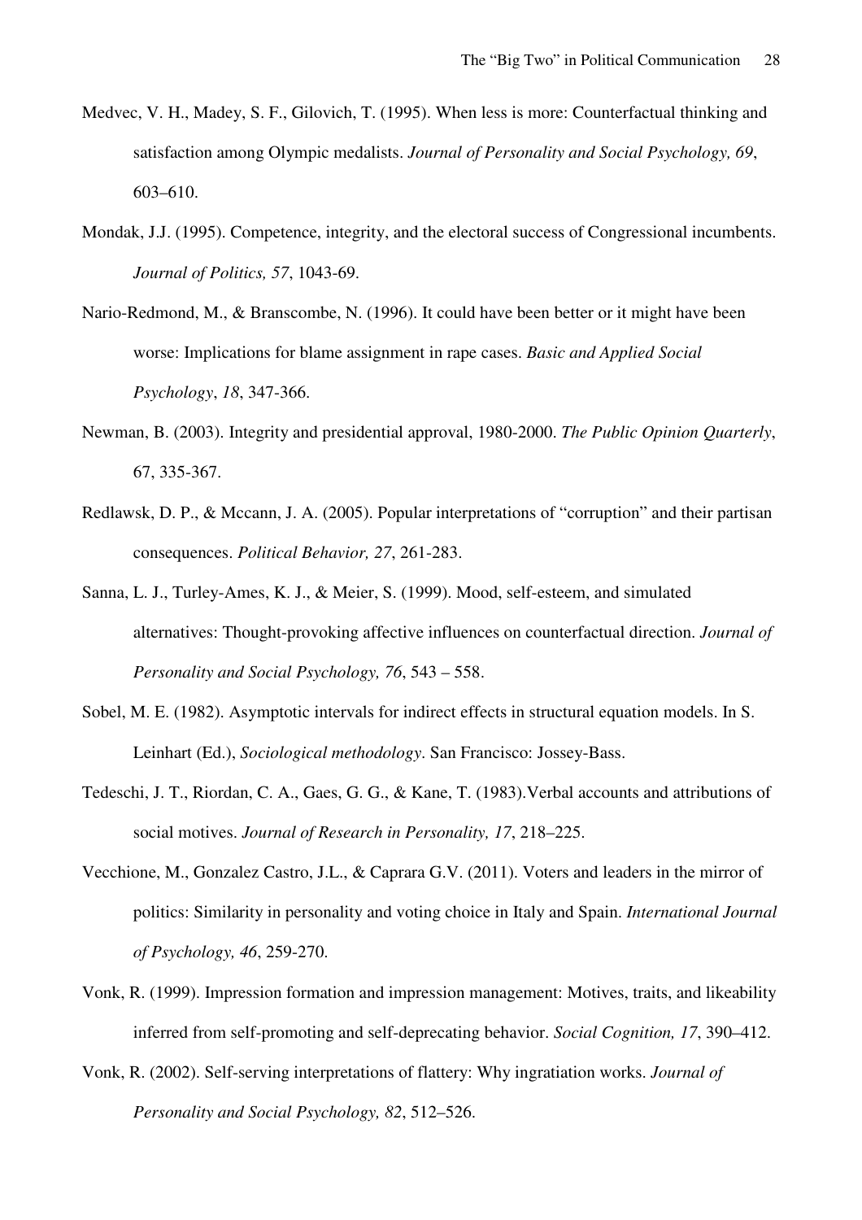Medvec, V. H., Madey, S. F., Gilovich, T. (1995). When less is more: Counterfactual thinking and satisfaction among Olympic medalists. *Journal of Personality and Social Psychology, 69*, 603–610.

Mondak, J.J. (1995). Competence, integrity, and the electoral success of Congressional incumbents. *Journal of Politics, 57*, 1043-69.

Nario-Redmond, M., & Branscombe, N. (1996). It could have been better or it might have been worse: Implications for blame assignment in rape cases. *Basic and Applied Social Psychology*, *18*, 347-366.

Newman, B. (2003). Integrity and presidential approval, 1980-2000. *The Public Opinion Quarterly*, 67, 335-367.

Redlawsk, D. P., & Mccann, J. A. (2005). Popular interpretations of "corruption" and their partisan consequences. *Political Behavior, 27*, 261-283.

Sanna, L. J., Turley-Ames, K. J., & Meier, S. (1999). Mood, self-esteem, and simulated alternatives: Thought-provoking affective influences on counterfactual direction. *Journal of Personality and Social Psychology, 76*, 543 – 558.

Sobel, M. E. (1982). Asymptotic intervals for indirect effects in structural equation models. In S. Leinhart (Ed.), *Sociological methodology*. San Francisco: Jossey-Bass.

Tedeschi, J. T., Riordan, C. A., Gaes, G. G., & Kane, T. (1983).Verbal accounts and attributions of social motives. *Journal of Research in Personality, 17*, 218–225.

Vecchione, M., Gonzalez Castro, J.L., & Caprara G.V. (2011). Voters and leaders in the mirror of politics: Similarity in personality and voting choice in Italy and Spain. *International Journal of Psychology, 46*, 259-270.

Vonk, R. (1999). Impression formation and impression management: Motives, traits, and likeability inferred from self-promoting and self-deprecating behavior. *Social Cognition, 17*, 390–412.

Vonk, R. (2002). Self-serving interpretations of flattery: Why ingratiation works. *Journal of Personality and Social Psychology, 82*, 512–526.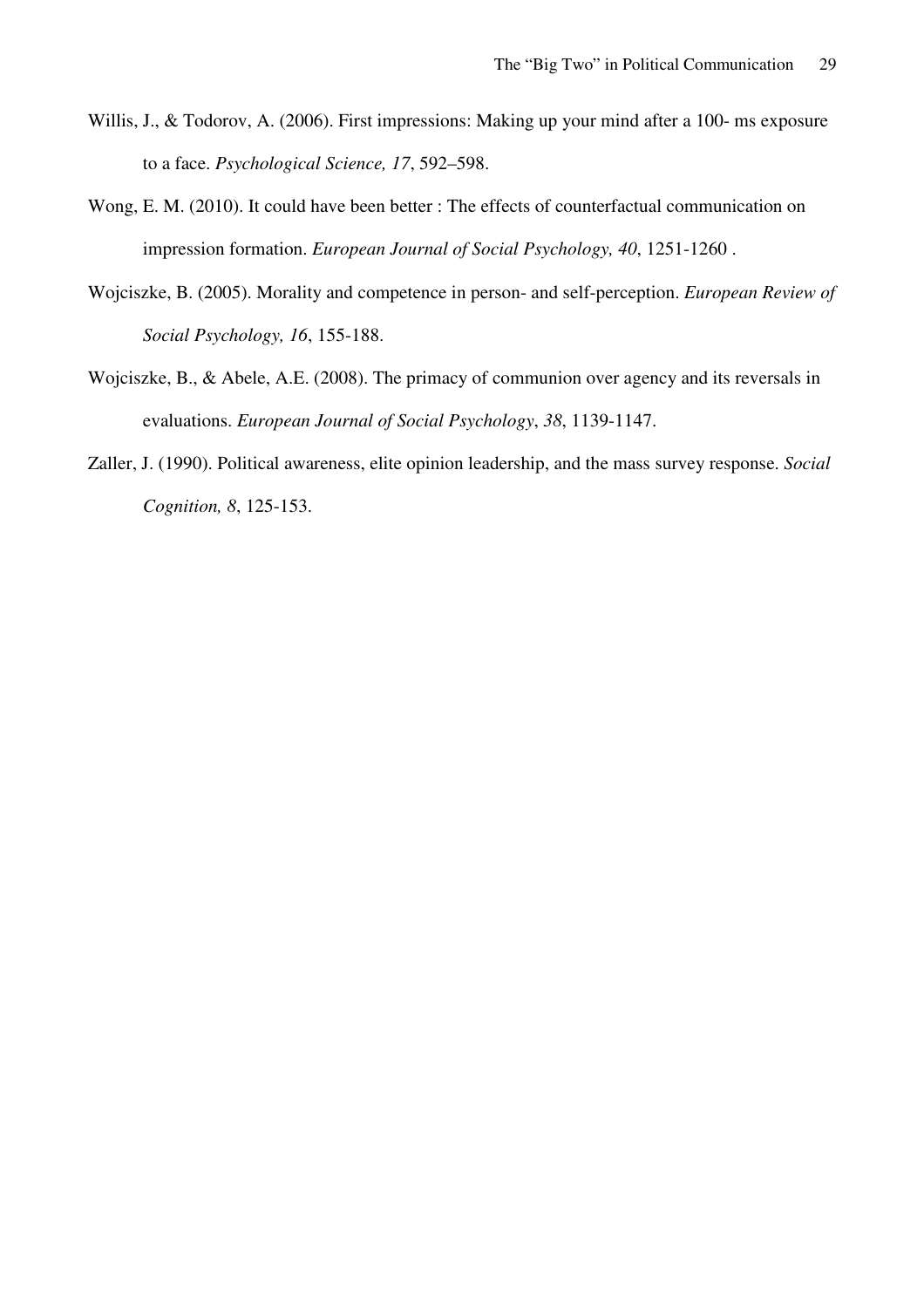Willis, J., & Todorov, A. (2006). First impressions: Making up your mind after a 100- ms exposure to a face. *Psychological Science, 17*, 592–598.

Wong, E. M. (2010). It could have been better : The effects of counterfactual communication on impression formation. *European Journal of Social Psychology, 40*, 1251-1260 .

Wojciszke, B. (2005). Morality and competence in person- and self-perception. *European Review of Social Psychology, 16*, 155-188.

Wojciszke, B., & Abele, A.E. (2008). The primacy of communion over agency and its reversals in evaluations. *European Journal of Social Psychology*, *38*, 1139-1147.

Zaller, J. (1990). Political awareness, elite opinion leadership, and the mass survey response. *Social Cognition, 8*, 125-153.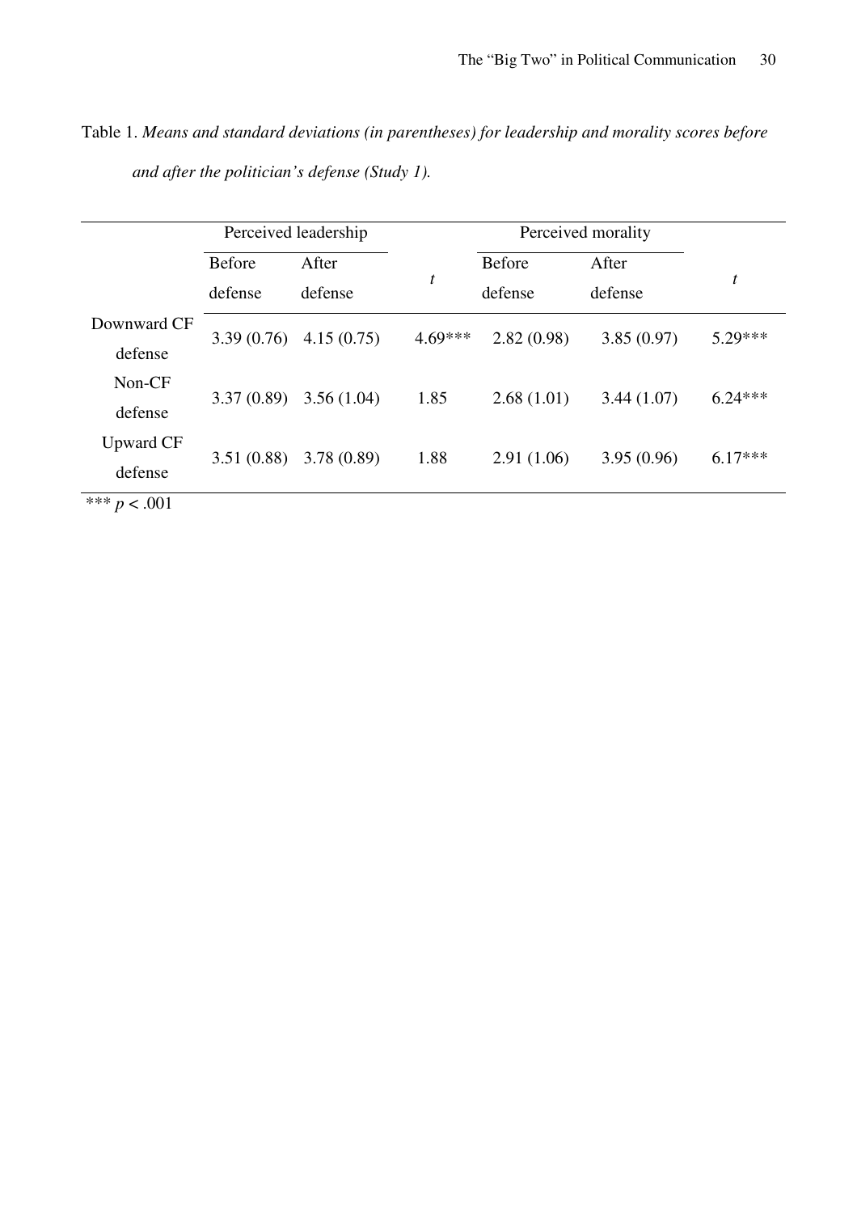Table 1. *Means and standard deviations (in parentheses) for leadership and morality scores before and after the politician's defense (Study 1).*

| | Perceived leadership | | | Perceived morality | | |
|---|---|---|---|---|---|---|
| | Before defense | After defense | *t* | Before defense | After defense | *t* |
| Downward CF defense | 3.39 (0.76) | 4.15 (0.75) | 4.69*** | 2.82 (0.98) | 3.85 (0.97) | 5.29*** |
| Non-CF defense | 3.37 (0.89) | 3.56 (1.04) | 1.85 | 2.68 (1.01) | 3.44 (1.07) | 6.24*** |
| Upward CF defense | 3.51 (0.88) | 3.78 (0.89) | 1.88 | 2.91 (1.06) | 3.95 (0.96) | 6.17*** |

*** $p < .001$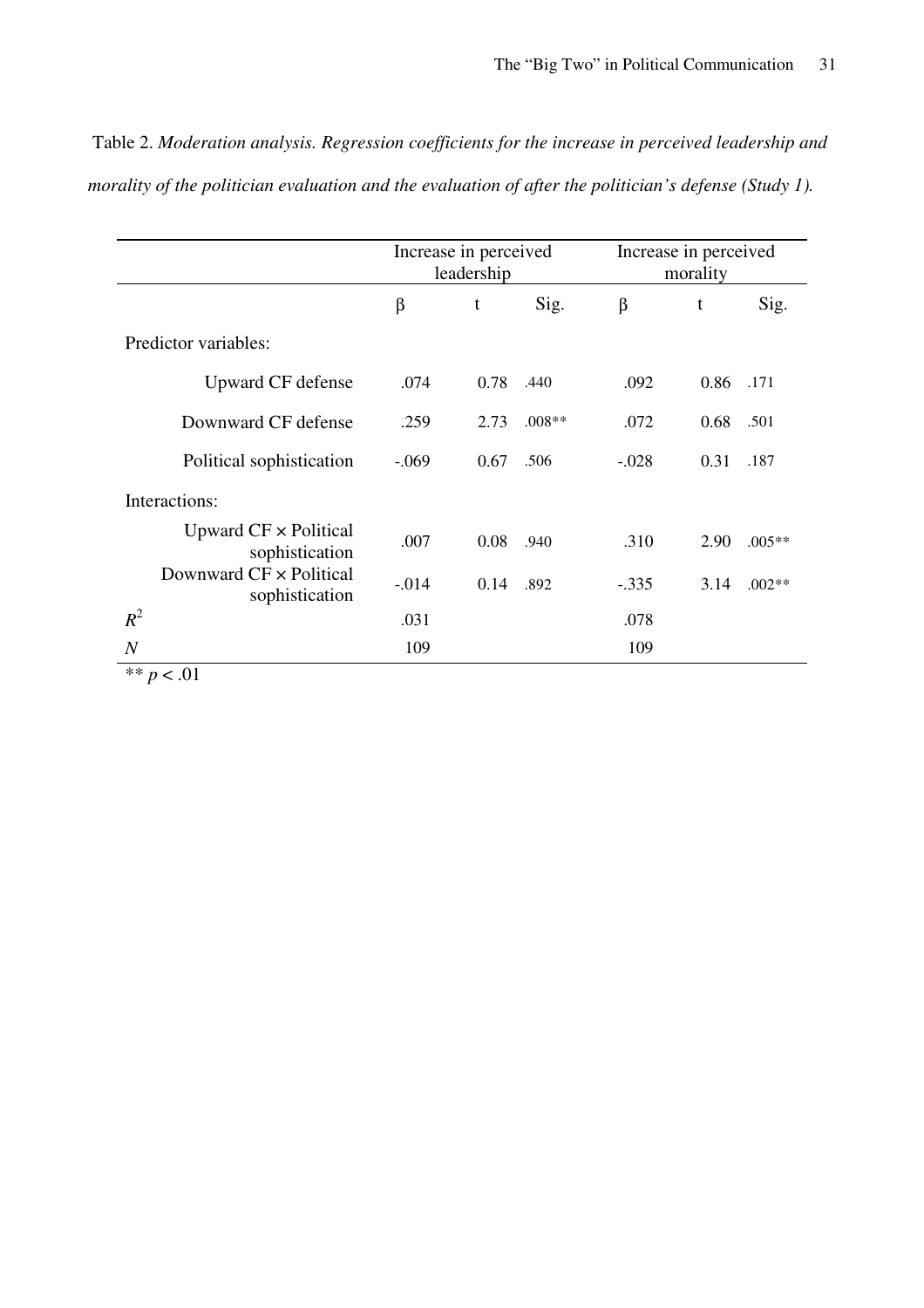Table 2. *Moderation analysis. Regression coefficients for the increase in perceived leadership and morality of the politician evaluation and the evaluation of after the politician's defense (Study 1).*

| | Increase in perceived leadership | | | Increase in perceived morality | | |
|---|---|---|---|---|---|---|
| | β | t | Sig. | β | t | Sig. |
| Predictor variables: | | | | | | |
| Upward CF defense | .074 | 0.78 | .440 | .092 | 0.86 | .171 |
| Downward CF defense | .259 | 2.73 | .008** | .072 | 0.68 | .501 |
| Political sophistication | -.069 | 0.67 | .506 | -.028 | 0.31 | .187 |
| Interactions: | | | | | | |
| Upward CF × Political sophistication | .007 | 0.08 | .940 | .310 | 2.90 | .005** |
| Downward CF × Political sophistication | -.014 | 0.14 | .892 | -.335 | 3.14 | .002** |
| $R^2$ | .031 | | | .078 | | |
| $N$ | 109 | | | 109 | | |

** $p < .01$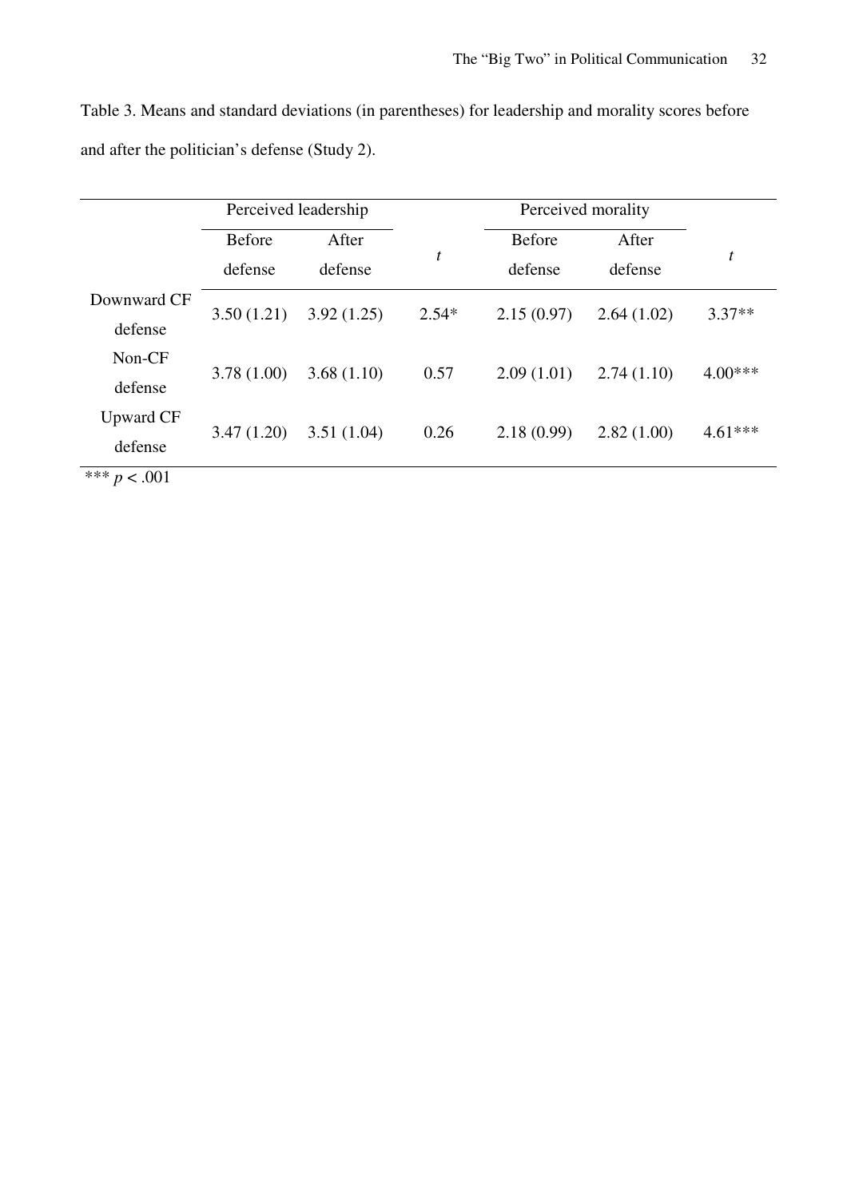Table 3. Means and standard deviations (in parentheses) for leadership and morality scores before and after the politician's defense (Study 2).

| | Perceived leadership | | | Perceived morality | | |
|---|---|---|---|---|---|---|
| | Before defense | After defense | *t* | Before defense | After defense | *t* |
| Downward CF defense | 3.50 (1.21) | 3.92 (1.25) | 2.54* | 2.15 (0.97) | 2.64 (1.02) | 3.37** |
| Non-CF defense | 3.78 (1.00) | 3.68 (1.10) | 0.57 | 2.09 (1.01) | 2.74 (1.10) | 4.00*** |
| Upward CF defense | 3.47 (1.20) | 3.51 (1.04) | 0.26 | 2.18 (0.99) | 2.82 (1.00) | 4.61*** |

*** $p < .001$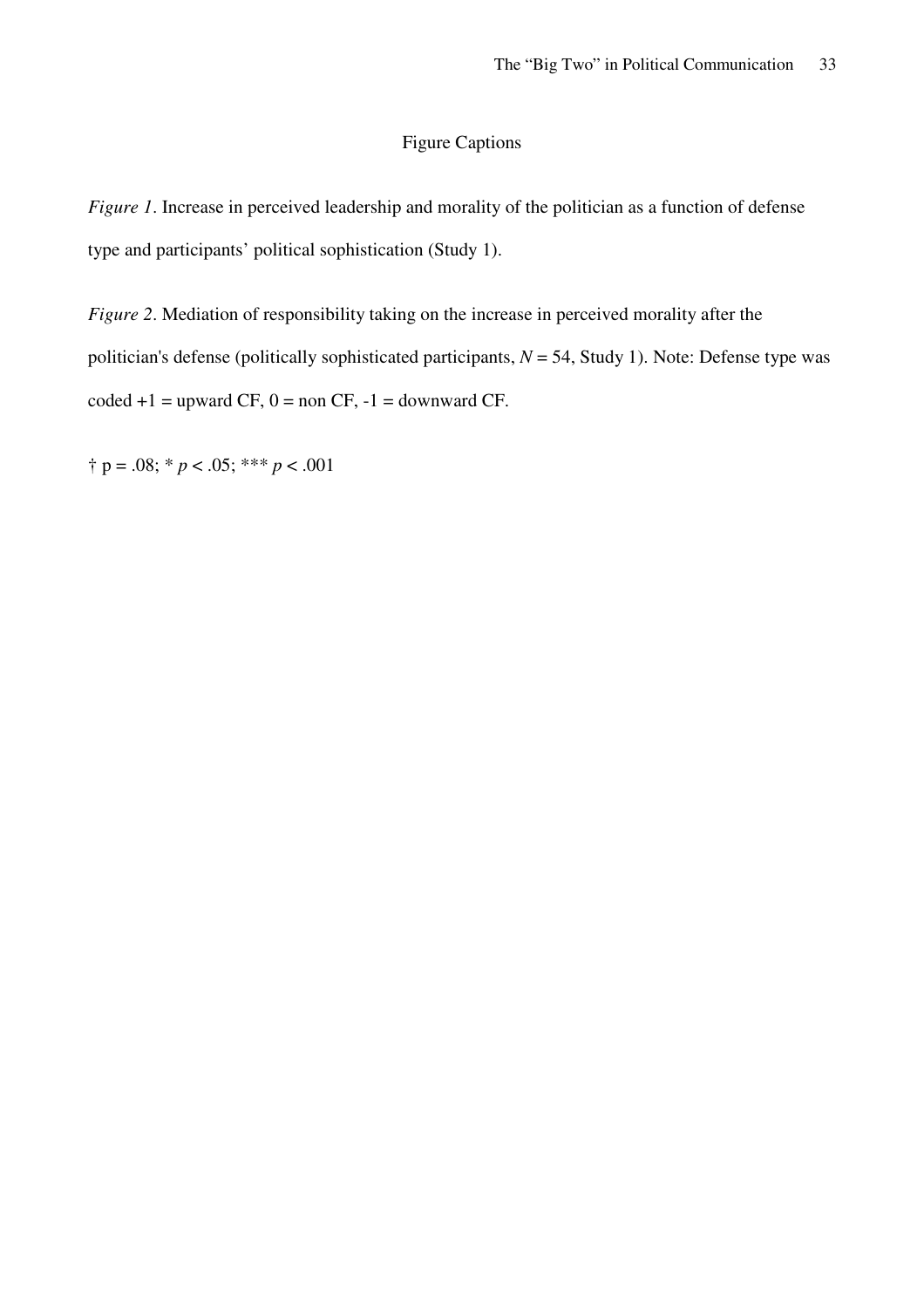# Figure Captions

*Figure 1*. Increase in perceived leadership and morality of the politician as a function of defense type and participants' political sophistication (Study 1).

*Figure 2*. Mediation of responsibility taking on the increase in perceived morality after the politician's defense (politically sophisticated participants, $N = 54$, Study 1). Note: Defense type was coded +1 = upward CF, 0 = non CF, -1 = downward CF.

† $p = .08$; * $p < .05$; *** $p < .001$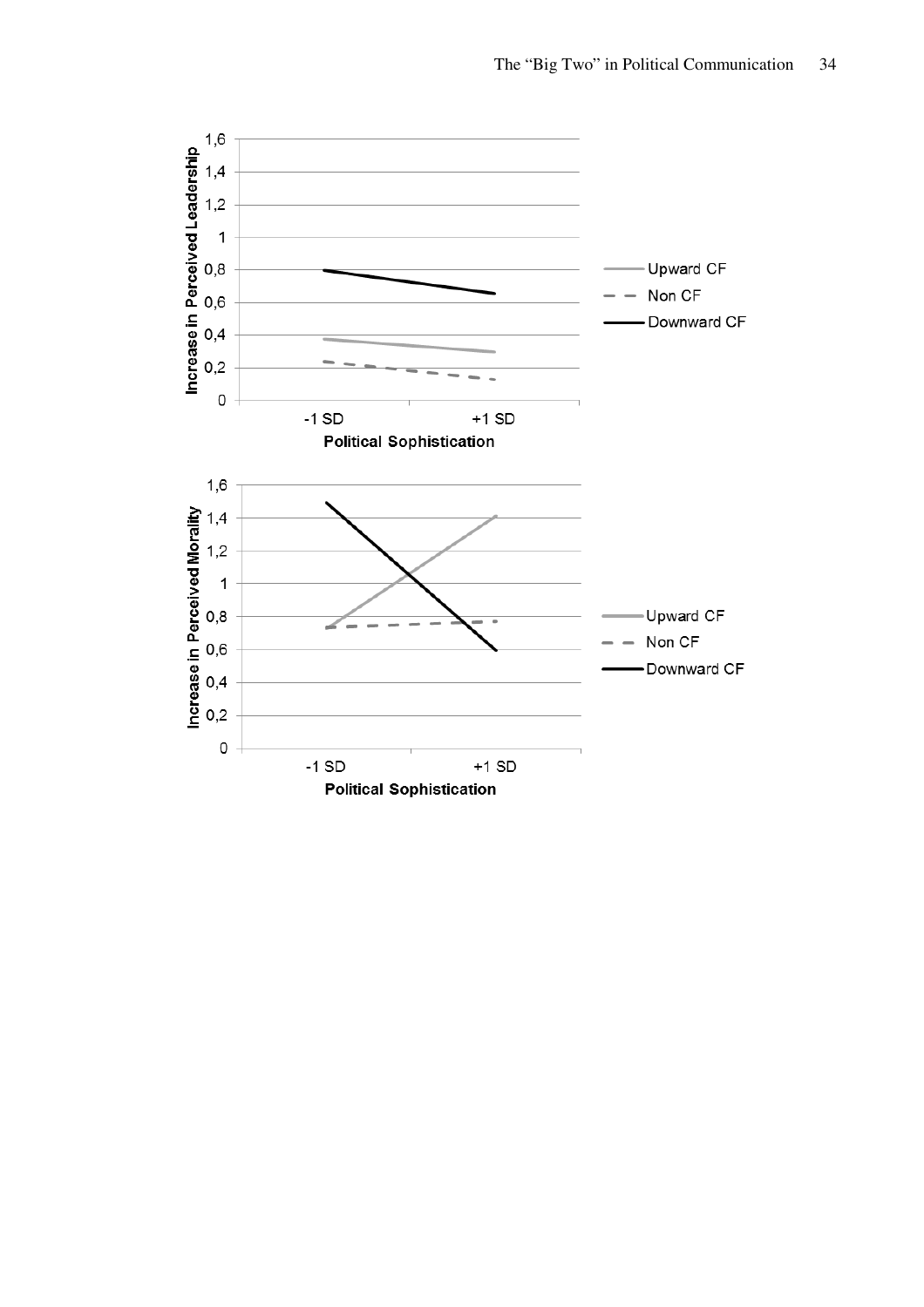Increase in Perceived Leadership

1,6
1,4
1,2
1
0,8
0,6
0,4
0,2
0

-1 SD    +1 SD

**Political Sophistication**

Upward CF
Non CF
Downward CF

Increase in Perceived Morality

1,6
1,4
1,2
1
0,8
0,6
0,4
0,2
0

-1 SD    +1 SD

**Political Sophistication**

Upward CF
Non CF
Downward CF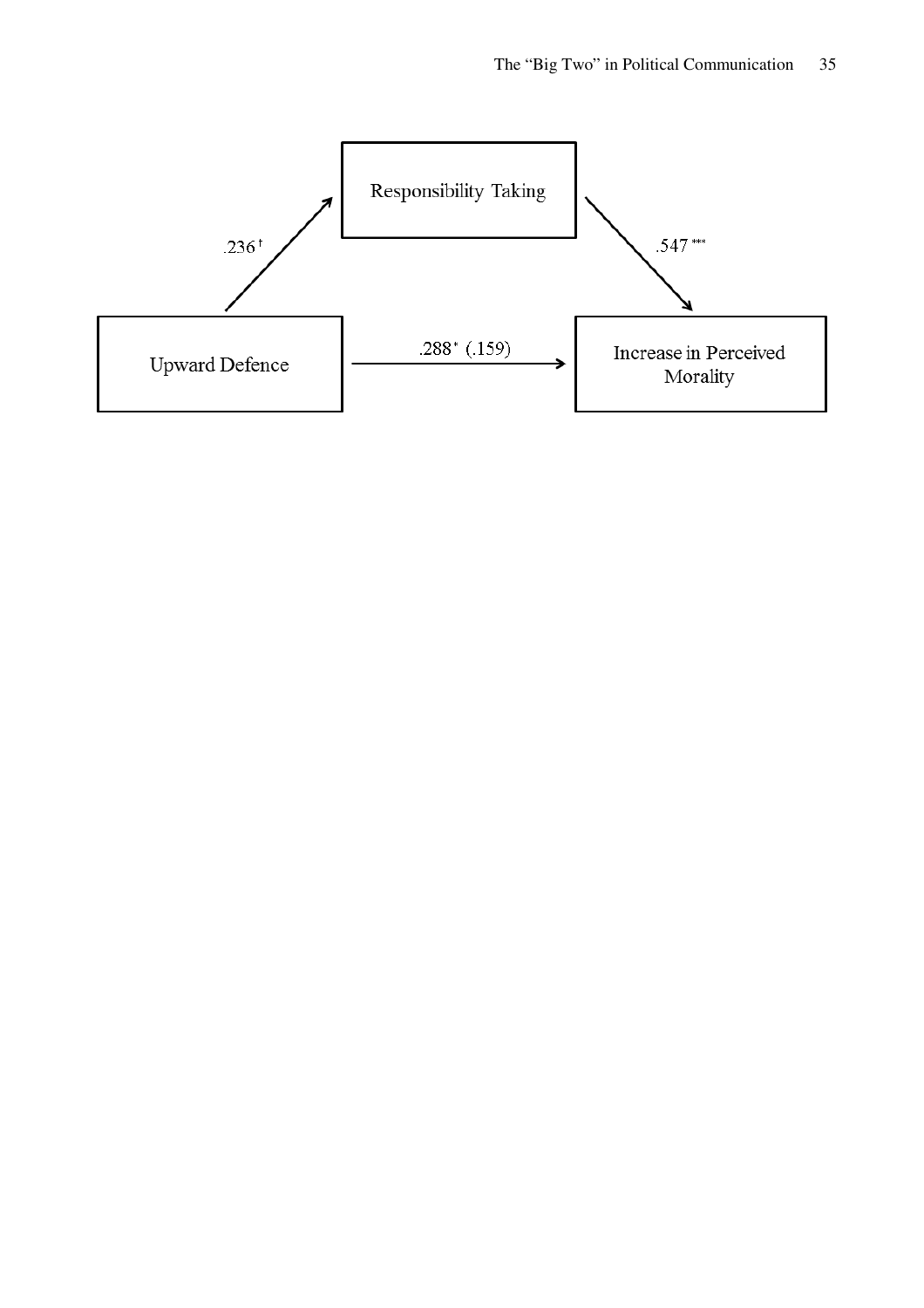Responsibility Taking

.236 $^{\dagger}$

.547 $^{***}$

Upward Defence

.288 $^{*}$ (.159)

Increase in Perceived Morality